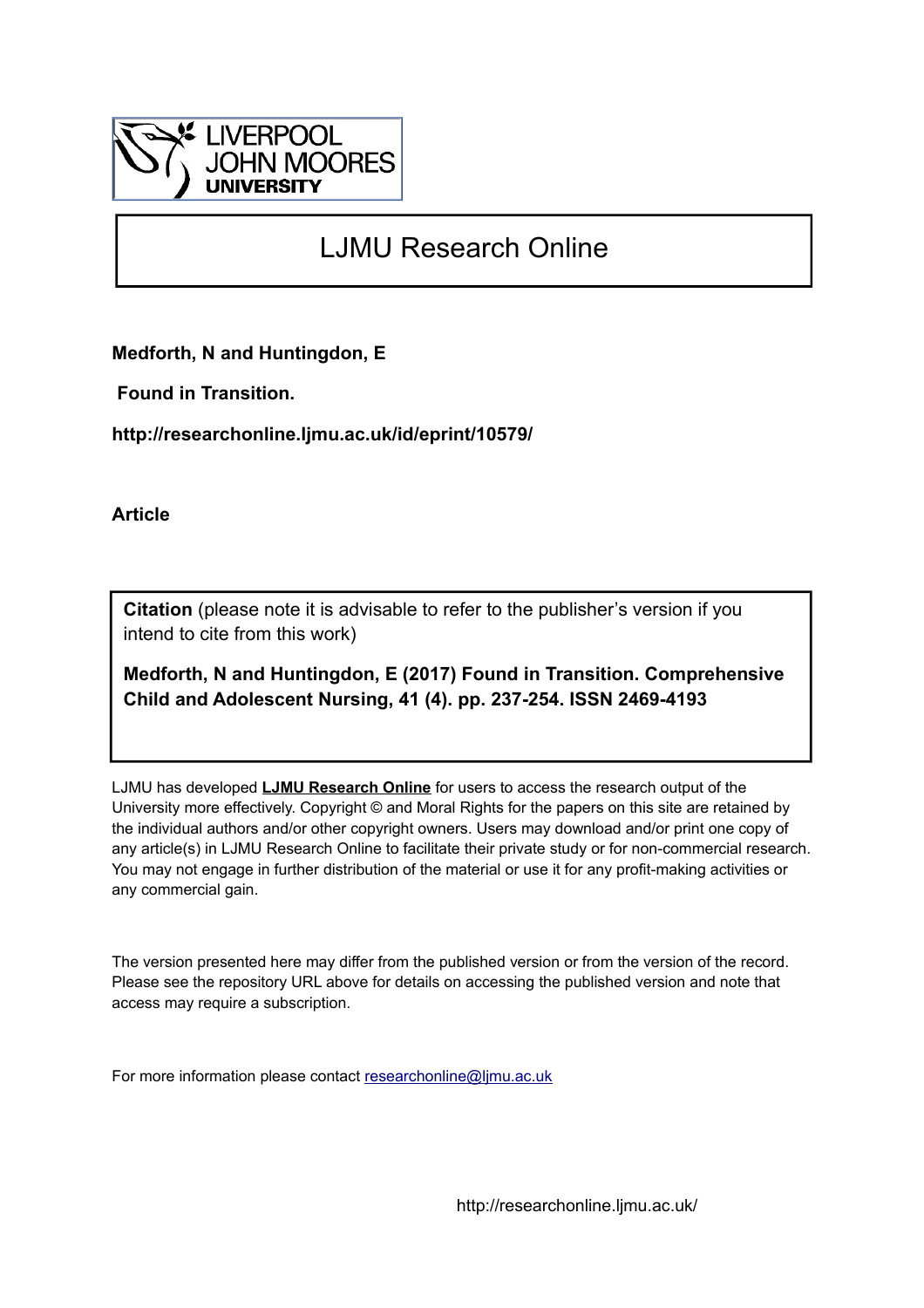LIVERPOOL JOHN MOORES UNIVERSITY

# LJMU Research Online

**Medforth, N and Huntingdon, E**

**Found in Transition.**

**http://researchonline.ljmu.ac.uk/id/eprint/10579/**

**Article**

**Citation** (please note it is advisable to refer to the publisher's version if you intend to cite from this work)

**Medforth, N and Huntingdon, E (2017) Found in Transition. Comprehensive Child and Adolescent Nursing, 41 (4). pp. 237-254. ISSN 2469-4193**

LJMU has developed **LJMU Research Online** for users to access the research output of the University more effectively. Copyright © and Moral Rights for the papers on this site are retained by the individual authors and/or other copyright owners. Users may download and/or print one copy of any article(s) in LJMU Research Online to facilitate their private study or for non-commercial research. You may not engage in further distribution of the material or use it for any profit-making activities or any commercial gain.

The version presented here may differ from the published version or from the version of the record. Please see the repository URL above for details on accessing the published version and note that access may require a subscription.

For more information please contact researchonline@ljmu.ac.uk

http://researchonline.ljmu.ac.uk/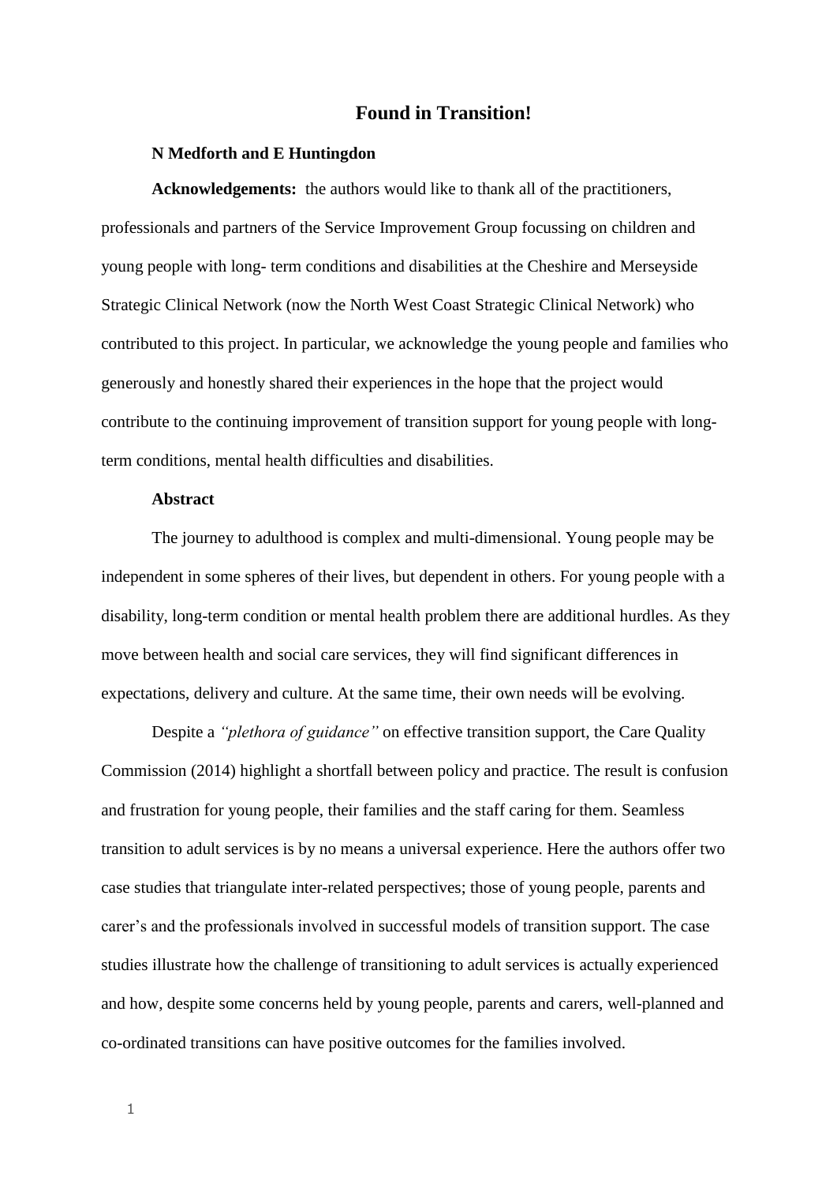# Found in Transition!

**N Medforth and E Huntingdon**

**Acknowledgements:** the authors would like to thank all of the practitioners, professionals and partners of the Service Improvement Group focussing on children and young people with long- term conditions and disabilities at the Cheshire and Merseyside Strategic Clinical Network (now the North West Coast Strategic Clinical Network) who contributed to this project. In particular, we acknowledge the young people and families who generously and honestly shared their experiences in the hope that the project would contribute to the continuing improvement of transition support for young people with long-term conditions, mental health difficulties and disabilities.

**Abstract**

The journey to adulthood is complex and multi-dimensional. Young people may be independent in some spheres of their lives, but dependent in others. For young people with a disability, long-term condition or mental health problem there are additional hurdles. As they move between health and social care services, they will find significant differences in expectations, delivery and culture. At the same time, their own needs will be evolving.

Despite a *"plethora of guidance"* on effective transition support, the Care Quality Commission (2014) highlight a shortfall between policy and practice. The result is confusion and frustration for young people, their families and the staff caring for them. Seamless transition to adult services is by no means a universal experience. Here the authors offer two case studies that triangulate inter-related perspectives; those of young people, parents and carer's and the professionals involved in successful models of transition support. The case studies illustrate how the challenge of transitioning to adult services is actually experienced and how, despite some concerns held by young people, parents and carers, well-planned and co-ordinated transitions can have positive outcomes for the families involved.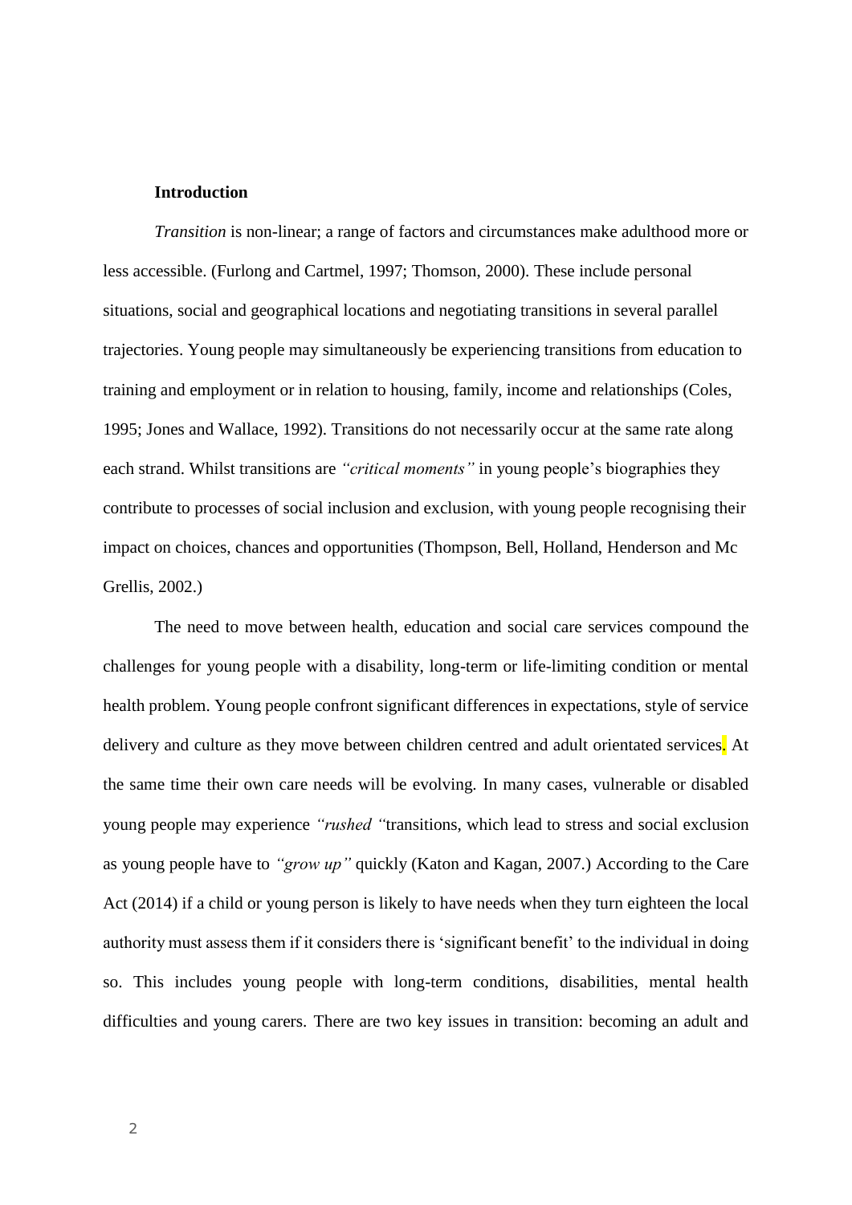**Introduction**

*Transition* is non-linear; a range of factors and circumstances make adulthood more or less accessible. (Furlong and Cartmel, 1997; Thomson, 2000). These include personal situations, social and geographical locations and negotiating transitions in several parallel trajectories. Young people may simultaneously be experiencing transitions from education to training and employment or in relation to housing, family, income and relationships (Coles, 1995; Jones and Wallace, 1992). Transitions do not necessarily occur at the same rate along each strand. Whilst transitions are *"critical moments"* in young people's biographies they contribute to processes of social inclusion and exclusion, with young people recognising their impact on choices, chances and opportunities (Thompson, Bell, Holland, Henderson and Mc Grellis, 2002.)

The need to move between health, education and social care services compound the challenges for young people with a disability, long-term or life-limiting condition or mental health problem. Young people confront significant differences in expectations, style of service delivery and culture as they move between children centred and adult orientated services. At the same time their own care needs will be evolving. In many cases, vulnerable or disabled young people may experience *"rushed "*transitions, which lead to stress and social exclusion as young people have to *"grow up"* quickly (Katon and Kagan, 2007.) According to the Care Act (2014) if a child or young person is likely to have needs when they turn eighteen the local authority must assess them if it considers there is 'significant benefit' to the individual in doing so. This includes young people with long-term conditions, disabilities, mental health difficulties and young carers. There are two key issues in transition: becoming an adult and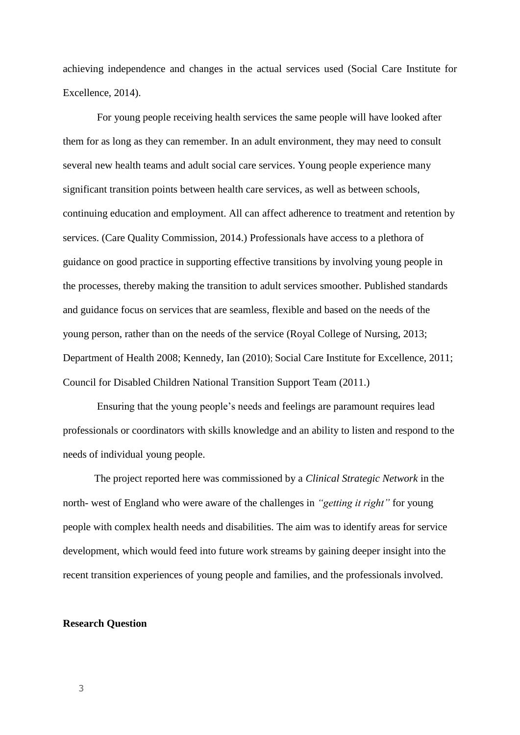achieving independence and changes in the actual services used (Social Care Institute for Excellence, 2014).

For young people receiving health services the same people will have looked after them for as long as they can remember. In an adult environment, they may need to consult several new health teams and adult social care services. Young people experience many significant transition points between health care services, as well as between schools, continuing education and employment. All can affect adherence to treatment and retention by services. (Care Quality Commission, 2014.) Professionals have access to a plethora of guidance on good practice in supporting effective transitions by involving young people in the processes, thereby making the transition to adult services smoother. Published standards and guidance focus on services that are seamless, flexible and based on the needs of the young person, rather than on the needs of the service (Royal College of Nursing, 2013; Department of Health 2008; Kennedy, Ian (2010); Social Care Institute for Excellence, 2011; Council for Disabled Children National Transition Support Team (2011.)

Ensuring that the young people's needs and feelings are paramount requires lead professionals or coordinators with skills knowledge and an ability to listen and respond to the needs of individual young people.

The project reported here was commissioned by a *Clinical Strategic Network* in the north- west of England who were aware of the challenges in *"getting it right"* for young people with complex health needs and disabilities. The aim was to identify areas for service development, which would feed into future work streams by gaining deeper insight into the recent transition experiences of young people and families, and the professionals involved.

**Research Question**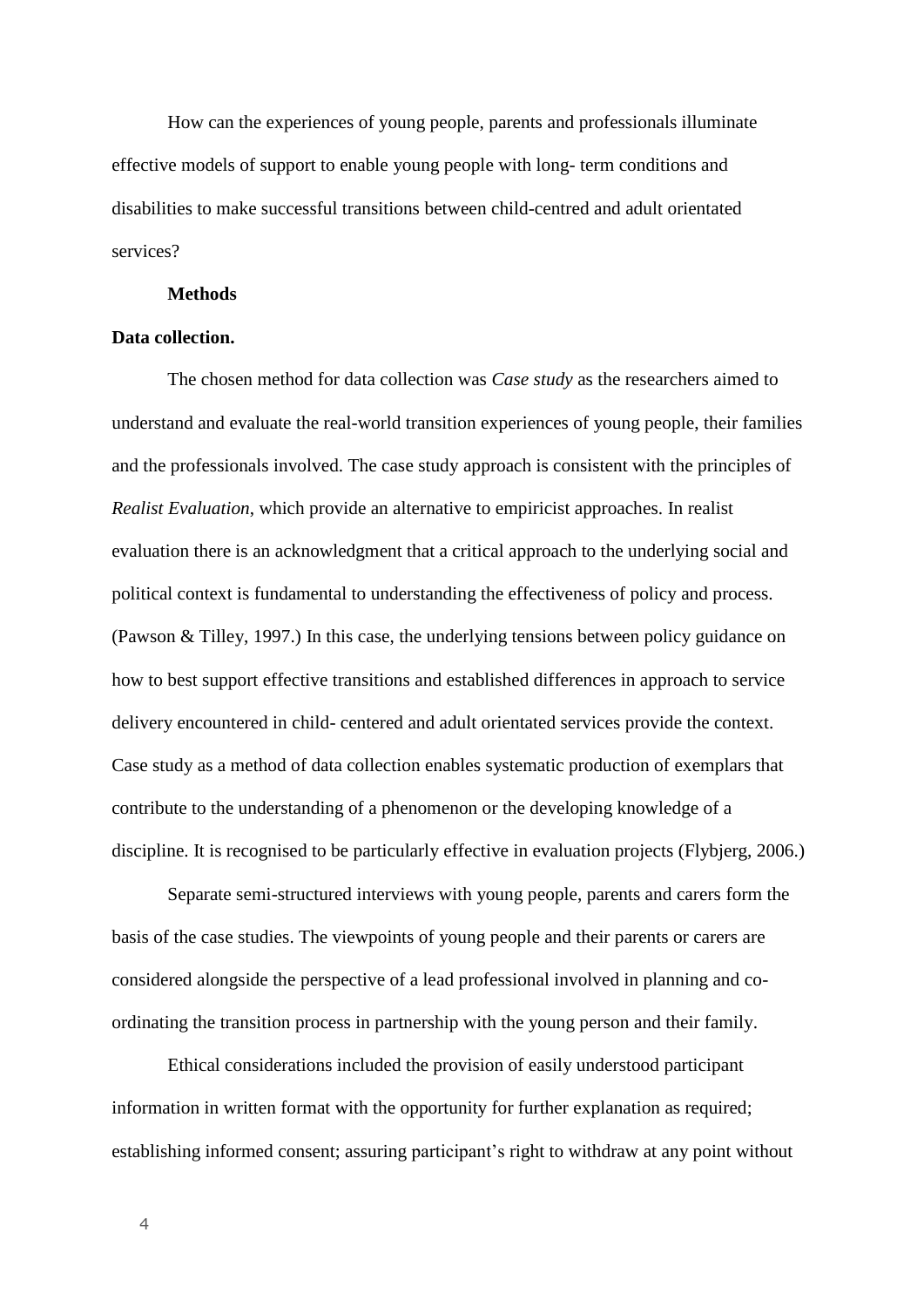How can the experiences of young people, parents and professionals illuminate effective models of support to enable young people with long- term conditions and disabilities to make successful transitions between child-centred and adult orientated services?

## Methods

### Data collection.

The chosen method for data collection was *Case study* as the researchers aimed to understand and evaluate the real-world transition experiences of young people, their families and the professionals involved. The case study approach is consistent with the principles of *Realist Evaluation*, which provide an alternative to empiricist approaches. In realist evaluation there is an acknowledgment that a critical approach to the underlying social and political context is fundamental to understanding the effectiveness of policy and process. (Pawson & Tilley, 1997.) In this case, the underlying tensions between policy guidance on how to best support effective transitions and established differences in approach to service delivery encountered in child- centered and adult orientated services provide the context. Case study as a method of data collection enables systematic production of exemplars that contribute to the understanding of a phenomenon or the developing knowledge of a discipline. It is recognised to be particularly effective in evaluation projects (Flybjerg, 2006.)

Separate semi-structured interviews with young people, parents and carers form the basis of the case studies. The viewpoints of young people and their parents or carers are considered alongside the perspective of a lead professional involved in planning and co-ordinating the transition process in partnership with the young person and their family.

Ethical considerations included the provision of easily understood participant information in written format with the opportunity for further explanation as required; establishing informed consent; assuring participant's right to withdraw at any point without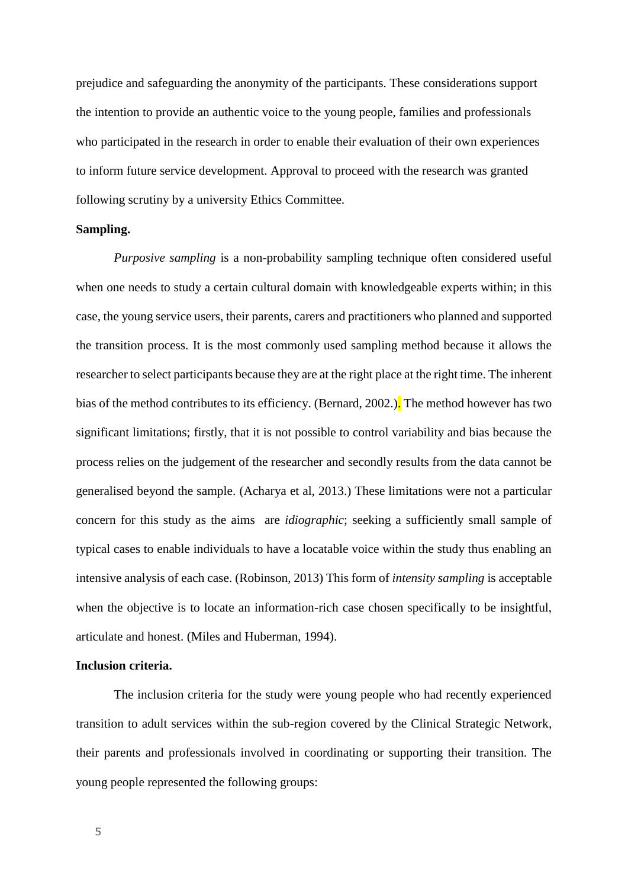prejudice and safeguarding the anonymity of the participants. These considerations support the intention to provide an authentic voice to the young people, families and professionals who participated in the research in order to enable their evaluation of their own experiences to inform future service development. Approval to proceed with the research was granted following scrutiny by a university Ethics Committee.

**Sampling.**

*Purposive sampling* is a non-probability sampling technique often considered useful when one needs to study a certain cultural domain with knowledgeable experts within; in this case, the young service users, their parents, carers and practitioners who planned and supported the transition process. It is the most commonly used sampling method because it allows the researcher to select participants because they are at the right place at the right time. The inherent bias of the method contributes to its efficiency. (Bernard, 2002.). The method however has two significant limitations; firstly, that it is not possible to control variability and bias because the process relies on the judgement of the researcher and secondly results from the data cannot be generalised beyond the sample. (Acharya et al, 2013.) These limitations were not a particular concern for this study as the aims  are *idiographic*; seeking a sufficiently small sample of typical cases to enable individuals to have a locatable voice within the study thus enabling an intensive analysis of each case. (Robinson, 2013) This form of *intensity sampling* is acceptable when the objective is to locate an information-rich case chosen specifically to be insightful, articulate and honest. (Miles and Huberman, 1994).

**Inclusion criteria.**

The inclusion criteria for the study were young people who had recently experienced transition to adult services within the sub-region covered by the Clinical Strategic Network, their parents and professionals involved in coordinating or supporting their transition. The young people represented the following groups: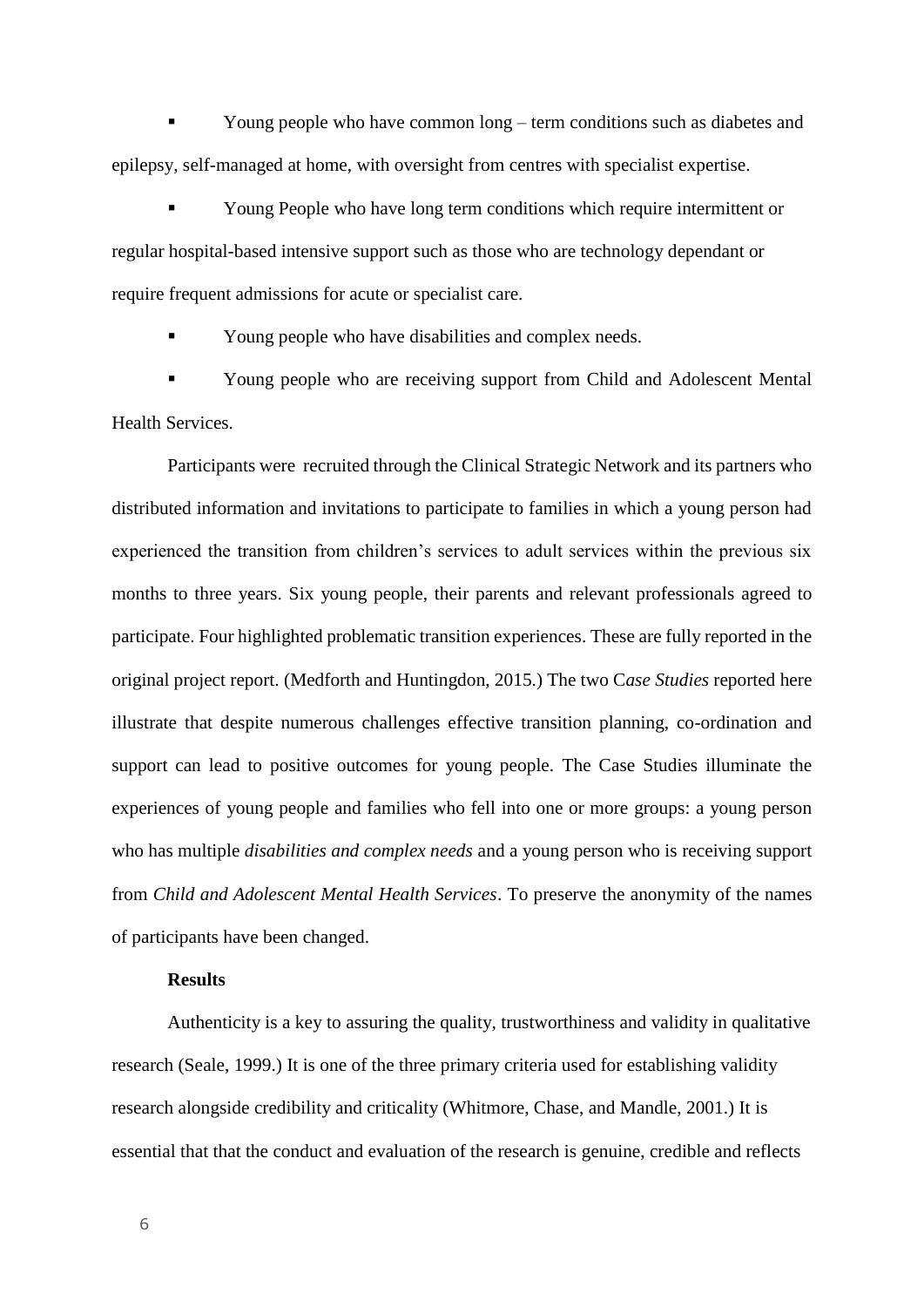- Young people who have common long – term conditions such as diabetes and epilepsy, self-managed at home, with oversight from centres with specialist expertise.
- Young People who have long term conditions which require intermittent or regular hospital-based intensive support such as those who are technology dependant or require frequent admissions for acute or specialist care.
- Young people who have disabilities and complex needs.
- Young people who are receiving support from Child and Adolescent Mental Health Services.

Participants were recruited through the Clinical Strategic Network and its partners who distributed information and invitations to participate to families in which a young person had experienced the transition from children's services to adult services within the previous six months to three years. Six young people, their parents and relevant professionals agreed to participate. Four highlighted problematic transition experiences. These are fully reported in the original project report. (Medforth and Huntingdon, 2015.) The two C*ase Studies* reported here illustrate that despite numerous challenges effective transition planning, co-ordination and support can lead to positive outcomes for young people. The Case Studies illuminate the experiences of young people and families who fell into one or more groups: a young person who has multiple *disabilities and complex needs* and a young person who is receiving support from *Child and Adolescent Mental Health Services*. To preserve the anonymity of the names of participants have been changed.

**Results**

Authenticity is a key to assuring the quality, trustworthiness and validity in qualitative research (Seale, 1999.) It is one of the three primary criteria used for establishing validity research alongside credibility and criticality (Whitmore, Chase, and Mandle, 2001.) It is essential that that the conduct and evaluation of the research is genuine, credible and reflects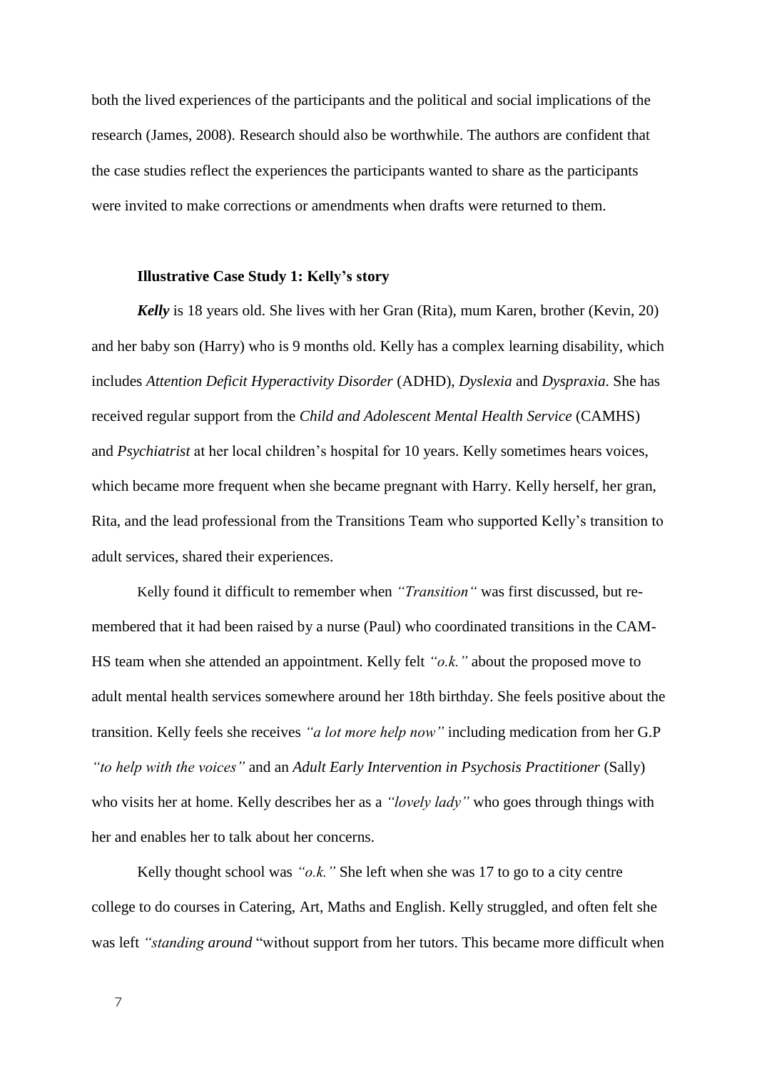both the lived experiences of the participants and the political and social implications of the research (James, 2008). Research should also be worthwhile. The authors are confident that the case studies reflect the experiences the participants wanted to share as the participants were invited to make corrections or amendments when drafts were returned to them.

### Illustrative Case Study 1: Kelly's story

***Kelly*** is 18 years old. She lives with her Gran (Rita), mum Karen, brother (Kevin, 20) and her baby son (Harry) who is 9 months old. Kelly has a complex learning disability, which includes *Attention Deficit Hyperactivity Disorder* (ADHD), *Dyslexia* and *Dyspraxia*. She has received regular support from the *Child and Adolescent Mental Health Service* (CAMHS) and *Psychiatrist* at her local children's hospital for 10 years. Kelly sometimes hears voices, which became more frequent when she became pregnant with Harry. Kelly herself, her gran, Rita, and the lead professional from the Transitions Team who supported Kelly's transition to adult services, shared their experiences.

Kelly found it difficult to remember when *"Transition"* was first discussed, but re-membered that it had been raised by a nurse (Paul) who coordinated transitions in the CAM-HS team when she attended an appointment. Kelly felt *"o.k."* about the proposed move to adult mental health services somewhere around her 18th birthday. She feels positive about the transition. Kelly feels she receives *"a lot more help now"* including medication from her G.P *"to help with the voices"* and an *Adult Early Intervention in Psychosis Practitioner* (Sally) who visits her at home. Kelly describes her as a *"lovely lady"* who goes through things with her and enables her to talk about her concerns.

Kelly thought school was *"o.k."* She left when she was 17 to go to a city centre college to do courses in Catering, Art, Maths and English. Kelly struggled, and often felt she was left *"standing around* "without support from her tutors. This became more difficult when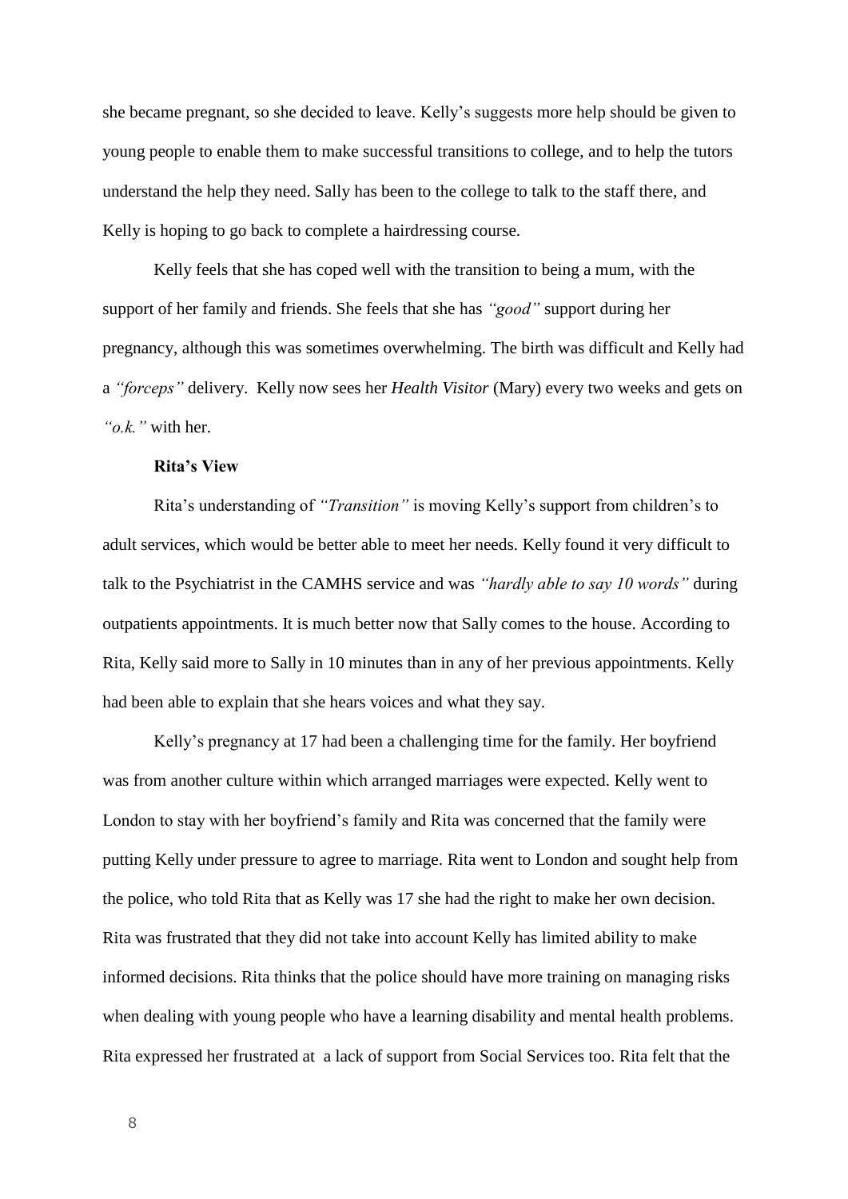she became pregnant, so she decided to leave. Kelly's suggests more help should be given to young people to enable them to make successful transitions to college, and to help the tutors understand the help they need. Sally has been to the college to talk to the staff there, and Kelly is hoping to go back to complete a hairdressing course.

Kelly feels that she has coped well with the transition to being a mum, with the support of her family and friends. She feels that she has *"good"* support during her pregnancy, although this was sometimes overwhelming. The birth was difficult and Kelly had a *"forceps"* delivery. Kelly now sees her *Health Visitor* (Mary) every two weeks and gets on *"o.k."* with her.

**Rita's View**

Rita's understanding of *"Transition"* is moving Kelly's support from children's to adult services, which would be better able to meet her needs. Kelly found it very difficult to talk to the Psychiatrist in the CAMHS service and was *"hardly able to say 10 words"* during outpatients appointments. It is much better now that Sally comes to the house. According to Rita, Kelly said more to Sally in 10 minutes than in any of her previous appointments. Kelly had been able to explain that she hears voices and what they say.

Kelly's pregnancy at 17 had been a challenging time for the family. Her boyfriend was from another culture within which arranged marriages were expected. Kelly went to London to stay with her boyfriend's family and Rita was concerned that the family were putting Kelly under pressure to agree to marriage. Rita went to London and sought help from the police, who told Rita that as Kelly was 17 she had the right to make her own decision. Rita was frustrated that they did not take into account Kelly has limited ability to make informed decisions. Rita thinks that the police should have more training on managing risks when dealing with young people who have a learning disability and mental health problems. Rita expressed her frustrated at a lack of support from Social Services too. Rita felt that the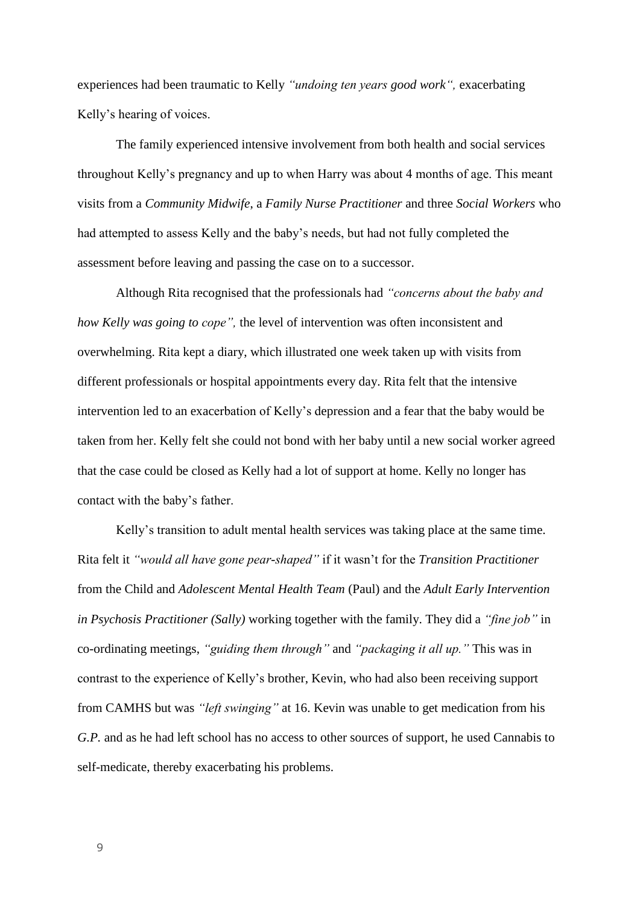experiences had been traumatic to Kelly *"undoing ten years good work",* exacerbating Kelly's hearing of voices.

The family experienced intensive involvement from both health and social services throughout Kelly's pregnancy and up to when Harry was about 4 months of age. This meant visits from a *Community Midwife*, a *Family Nurse Practitioner* and three *Social Workers* who had attempted to assess Kelly and the baby's needs, but had not fully completed the assessment before leaving and passing the case on to a successor.

Although Rita recognised that the professionals had *"concerns about the baby and how Kelly was going to cope",* the level of intervention was often inconsistent and overwhelming. Rita kept a diary, which illustrated one week taken up with visits from different professionals or hospital appointments every day. Rita felt that the intensive intervention led to an exacerbation of Kelly's depression and a fear that the baby would be taken from her. Kelly felt she could not bond with her baby until a new social worker agreed that the case could be closed as Kelly had a lot of support at home. Kelly no longer has contact with the baby's father.

Kelly's transition to adult mental health services was taking place at the same time. Rita felt it *"would all have gone pear-shaped"* if it wasn't for the *Transition Practitioner* from the Child and *Adolescent Mental Health Team* (Paul) and the *Adult Early Intervention in Psychosis Practitioner (Sally)* working together with the family. They did a *"fine job"* in co-ordinating meetings, *"guiding them through"* and *"packaging it all up."* This was in contrast to the experience of Kelly's brother, Kevin, who had also been receiving support from CAMHS but was *"left swinging"* at 16. Kevin was unable to get medication from his *G.P.* and as he had left school has no access to other sources of support, he used Cannabis to self-medicate, thereby exacerbating his problems.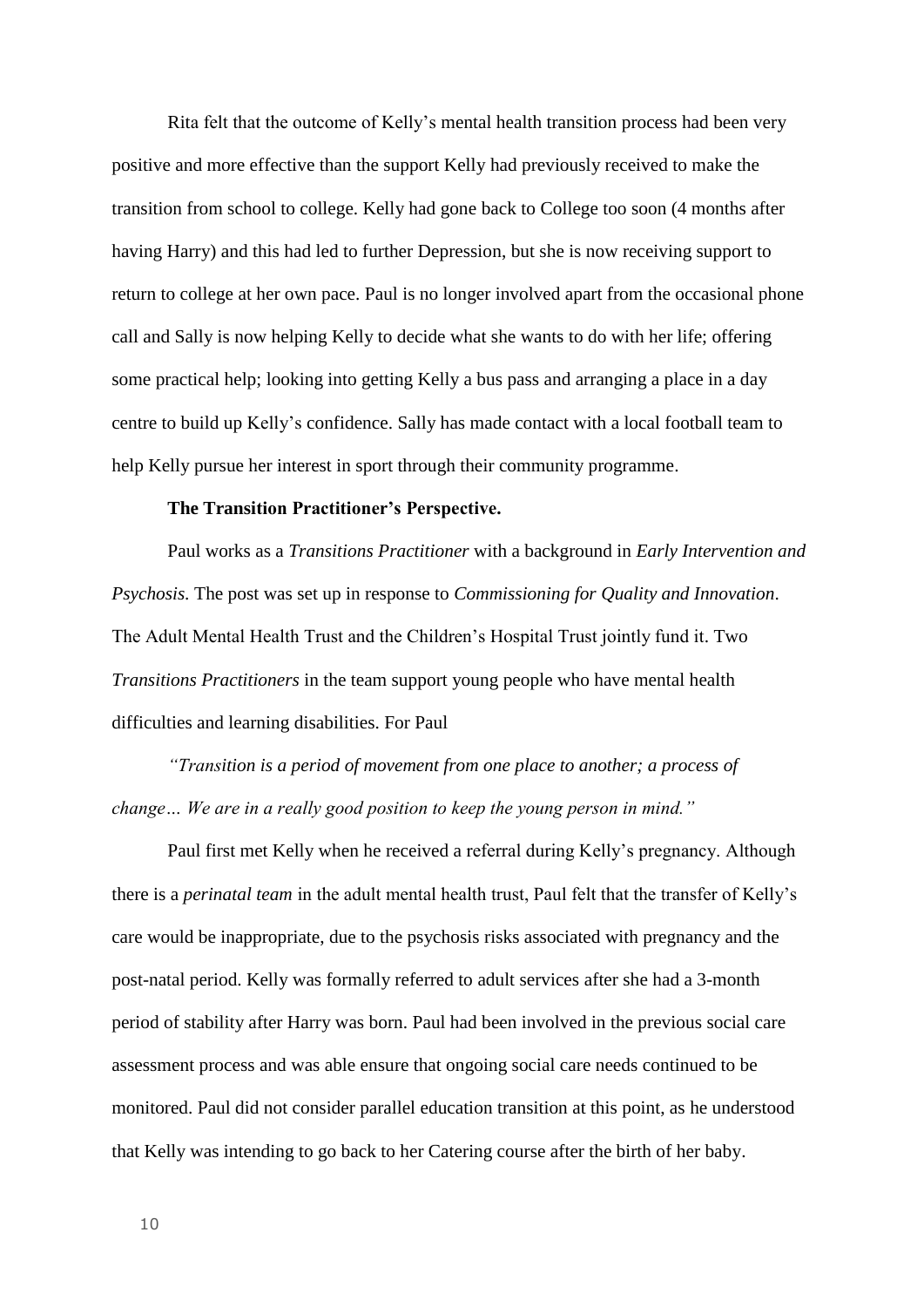Rita felt that the outcome of Kelly's mental health transition process had been very positive and more effective than the support Kelly had previously received to make the transition from school to college. Kelly had gone back to College too soon (4 months after having Harry) and this had led to further Depression, but she is now receiving support to return to college at her own pace. Paul is no longer involved apart from the occasional phone call and Sally is now helping Kelly to decide what she wants to do with her life; offering some practical help; looking into getting Kelly a bus pass and arranging a place in a day centre to build up Kelly's confidence. Sally has made contact with a local football team to help Kelly pursue her interest in sport through their community programme.

**The Transition Practitioner's Perspective.**

Paul works as a *Transitions Practitioner* with a background in *Early Intervention and Psychosis.* The post was set up in response to *Commissioning for Quality and Innovation*. The Adult Mental Health Trust and the Children's Hospital Trust jointly fund it. Two *Transitions Practitioners* in the team support young people who have mental health difficulties and learning disabilities. For Paul

*"Transition is a period of movement from one place to another; a process of change… We are in a really good position to keep the young person in mind."*

Paul first met Kelly when he received a referral during Kelly's pregnancy. Although there is a *perinatal team* in the adult mental health trust, Paul felt that the transfer of Kelly's care would be inappropriate, due to the psychosis risks associated with pregnancy and the post-natal period. Kelly was formally referred to adult services after she had a 3-month period of stability after Harry was born. Paul had been involved in the previous social care assessment process and was able ensure that ongoing social care needs continued to be monitored. Paul did not consider parallel education transition at this point, as he understood that Kelly was intending to go back to her Catering course after the birth of her baby.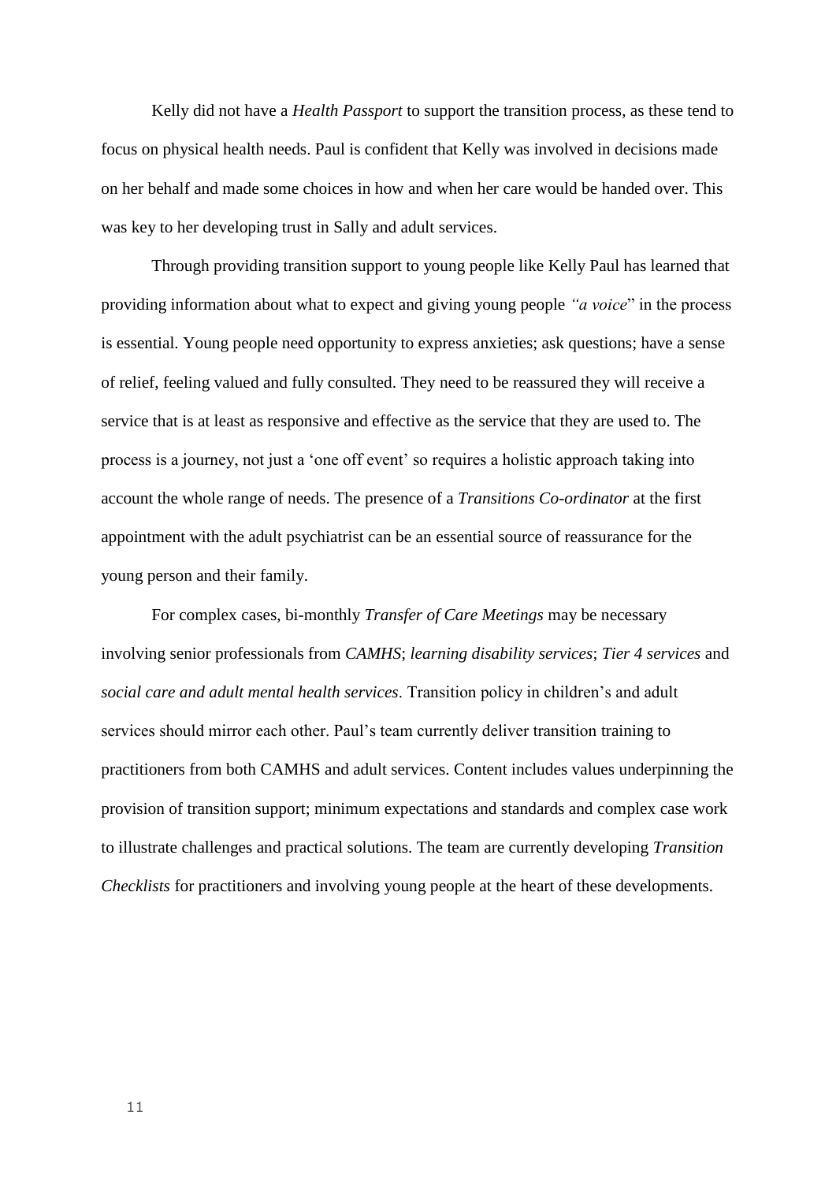Kelly did not have a *Health Passport* to support the transition process, as these tend to focus on physical health needs. Paul is confident that Kelly was involved in decisions made on her behalf and made some choices in how and when her care would be handed over. This was key to her developing trust in Sally and adult services.

Through providing transition support to young people like Kelly Paul has learned that providing information about what to expect and giving young people *"a voice*" in the process is essential. Young people need opportunity to express anxieties; ask questions; have a sense of relief, feeling valued and fully consulted. They need to be reassured they will receive a service that is at least as responsive and effective as the service that they are used to. The process is a journey, not just a 'one off event' so requires a holistic approach taking into account the whole range of needs. The presence of a *Transitions Co-ordinator* at the first appointment with the adult psychiatrist can be an essential source of reassurance for the young person and their family.

For complex cases, bi-monthly *Transfer of Care Meetings* may be necessary involving senior professionals from *CAMHS*; *learning disability services*; *Tier 4 services* and *social care and adult mental health services*. Transition policy in children's and adult services should mirror each other. Paul's team currently deliver transition training to practitioners from both CAMHS and adult services. Content includes values underpinning the provision of transition support; minimum expectations and standards and complex case work to illustrate challenges and practical solutions. The team are currently developing *Transition Checklists* for practitioners and involving young people at the heart of these developments.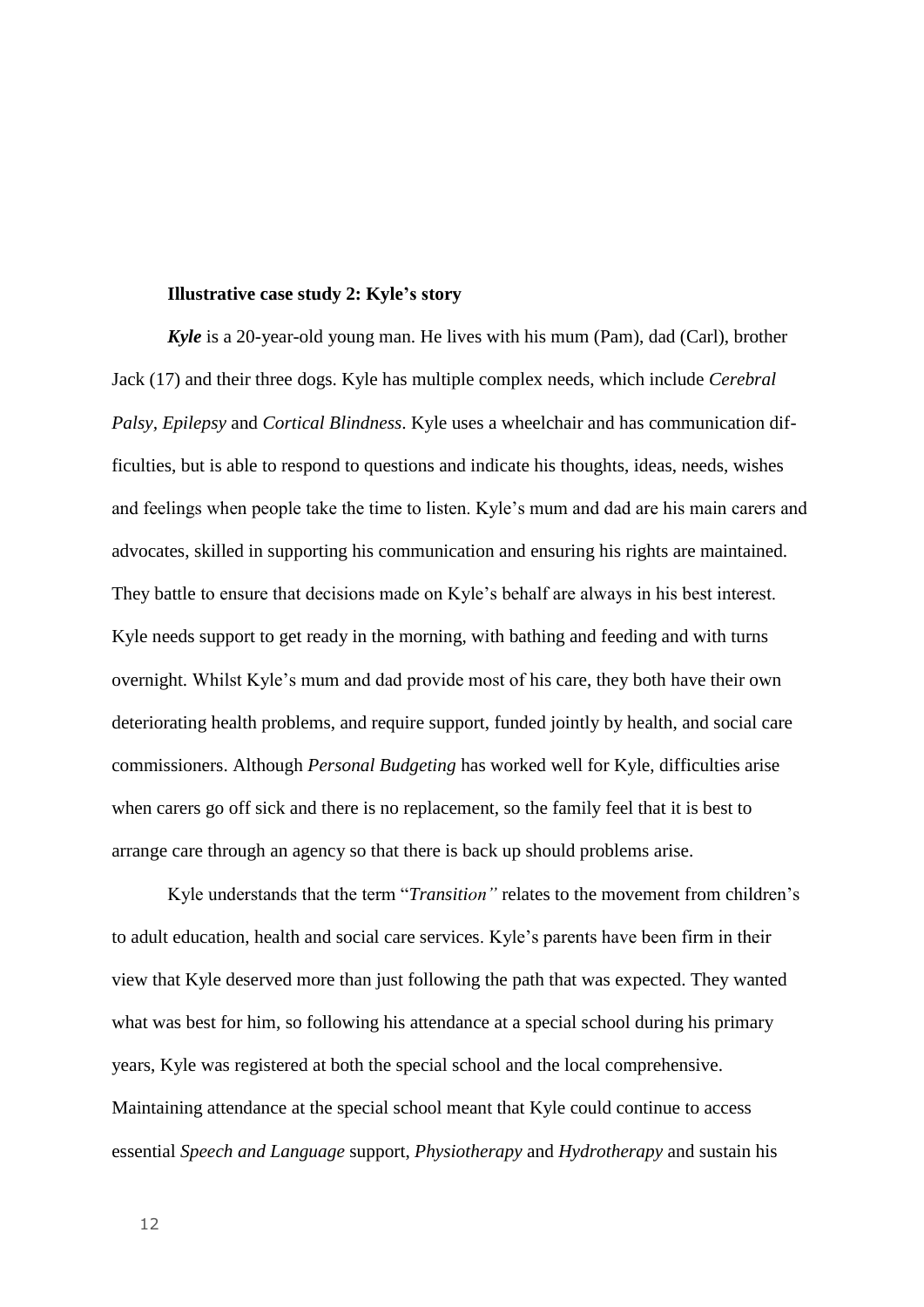**Illustrative case study 2: Kyle's story**

***Kyle*** is a 20-year-old young man. He lives with his mum (Pam), dad (Carl), brother Jack (17) and their three dogs. Kyle has multiple complex needs, which include *Cerebral Palsy*, *Epilepsy* and *Cortical Blindness*. Kyle uses a wheelchair and has communication difficulties, but is able to respond to questions and indicate his thoughts, ideas, needs, wishes and feelings when people take the time to listen. Kyle's mum and dad are his main carers and advocates, skilled in supporting his communication and ensuring his rights are maintained. They battle to ensure that decisions made on Kyle's behalf are always in his best interest. Kyle needs support to get ready in the morning, with bathing and feeding and with turns overnight. Whilst Kyle's mum and dad provide most of his care, they both have their own deteriorating health problems, and require support, funded jointly by health, and social care commissioners. Although *Personal Budgeting* has worked well for Kyle, difficulties arise when carers go off sick and there is no replacement, so the family feel that it is best to arrange care through an agency so that there is back up should problems arise.

Kyle understands that the term "*Transition"* relates to the movement from children's to adult education, health and social care services. Kyle's parents have been firm in their view that Kyle deserved more than just following the path that was expected. They wanted what was best for him, so following his attendance at a special school during his primary years, Kyle was registered at both the special school and the local comprehensive. Maintaining attendance at the special school meant that Kyle could continue to access essential *Speech and Language* support, *Physiotherapy* and *Hydrotherapy* and sustain his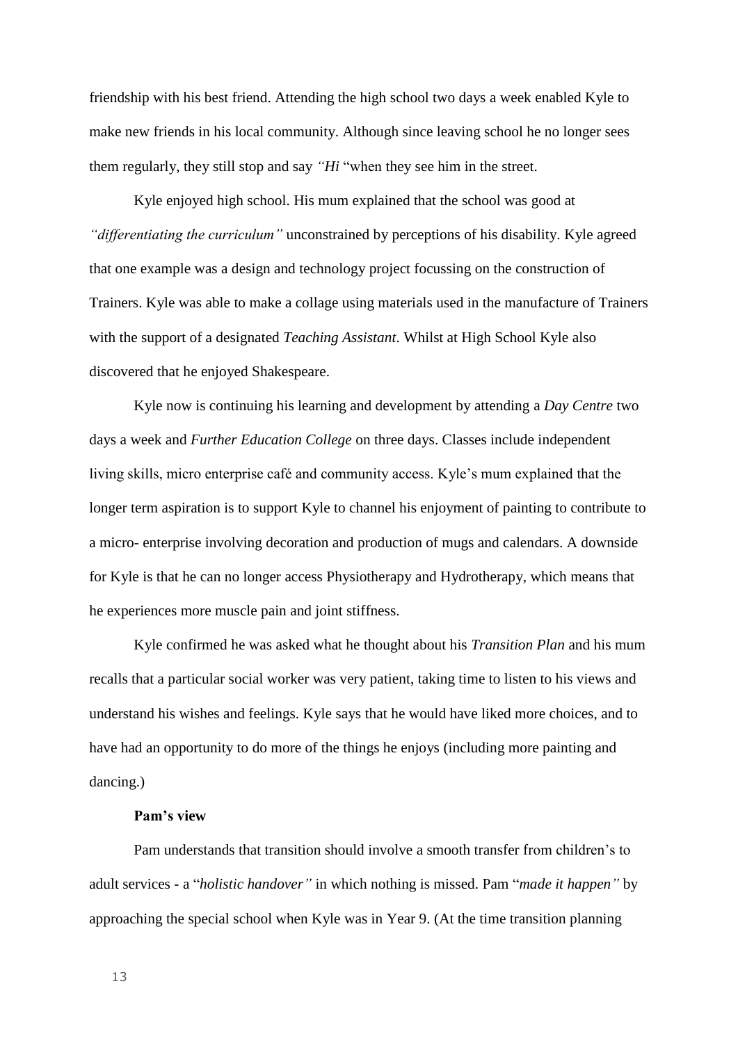friendship with his best friend. Attending the high school two days a week enabled Kyle to make new friends in his local community. Although since leaving school he no longer sees them regularly, they still stop and say *"Hi* "when they see him in the street.

Kyle enjoyed high school. His mum explained that the school was good at *"differentiating the curriculum"* unconstrained by perceptions of his disability. Kyle agreed that one example was a design and technology project focussing on the construction of Trainers. Kyle was able to make a collage using materials used in the manufacture of Trainers with the support of a designated *Teaching Assistant*. Whilst at High School Kyle also discovered that he enjoyed Shakespeare.

Kyle now is continuing his learning and development by attending a *Day Centre* two days a week and *Further Education College* on three days. Classes include independent living skills, micro enterprise café and community access. Kyle's mum explained that the longer term aspiration is to support Kyle to channel his enjoyment of painting to contribute to a micro- enterprise involving decoration and production of mugs and calendars. A downside for Kyle is that he can no longer access Physiotherapy and Hydrotherapy, which means that he experiences more muscle pain and joint stiffness.

Kyle confirmed he was asked what he thought about his *Transition Plan* and his mum recalls that a particular social worker was very patient, taking time to listen to his views and understand his wishes and feelings. Kyle says that he would have liked more choices, and to have had an opportunity to do more of the things he enjoys (including more painting and dancing.)

**Pam's view**

Pam understands that transition should involve a smooth transfer from children's to adult services - a "*holistic handover"* in which nothing is missed. Pam "*made it happen"* by approaching the special school when Kyle was in Year 9. (At the time transition planning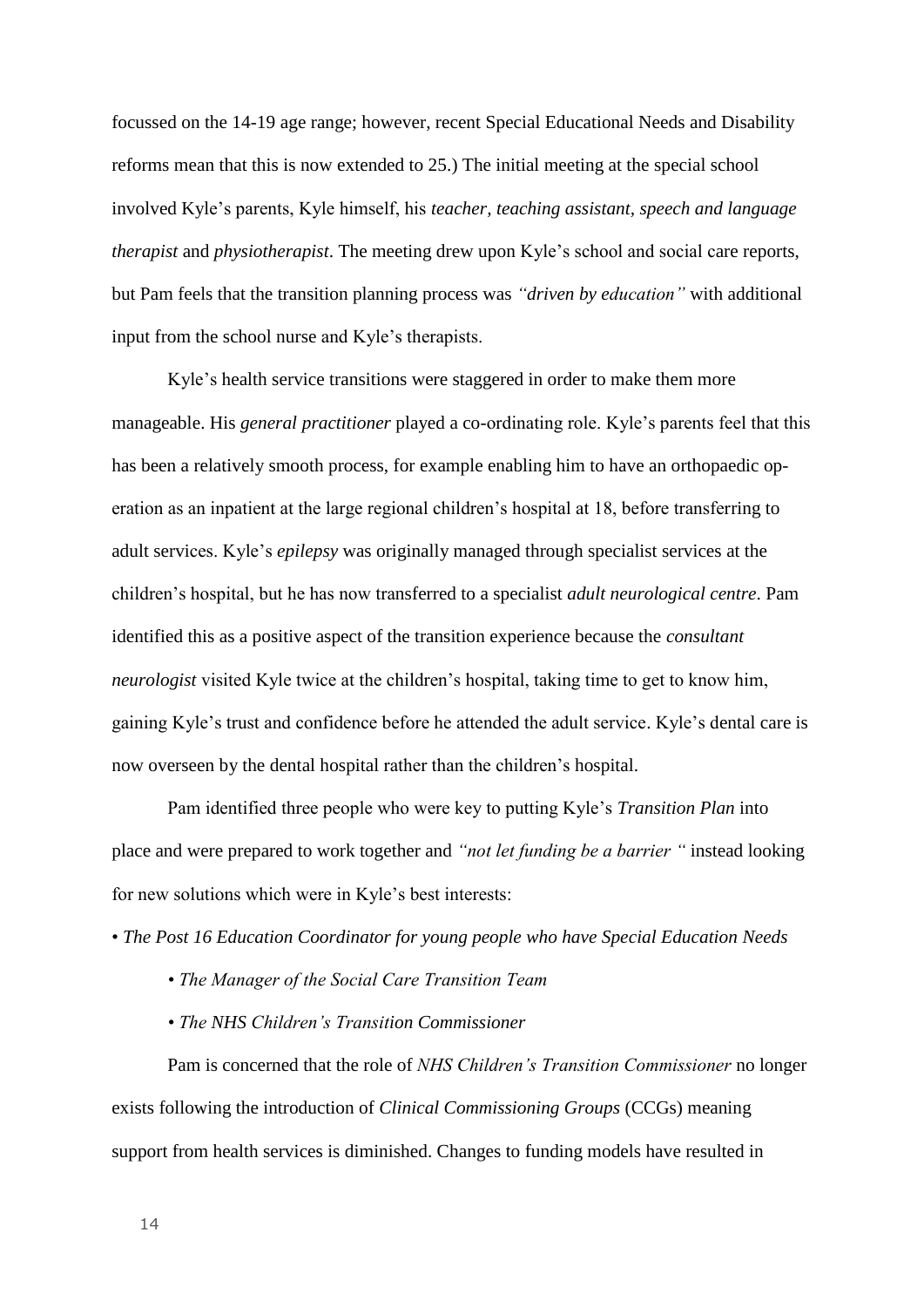focussed on the 14-19 age range; however, recent Special Educational Needs and Disability reforms mean that this is now extended to 25.) The initial meeting at the special school involved Kyle's parents, Kyle himself, his *teacher, teaching assistant, speech and language therapist* and *physiotherapist*. The meeting drew upon Kyle's school and social care reports, but Pam feels that the transition planning process was *"driven by education"* with additional input from the school nurse and Kyle's therapists.

Kyle's health service transitions were staggered in order to make them more manageable. His *general practitioner* played a co-ordinating role. Kyle's parents feel that this has been a relatively smooth process, for example enabling him to have an orthopaedic operation as an inpatient at the large regional children's hospital at 18, before transferring to adult services. Kyle's *epilepsy* was originally managed through specialist services at the children's hospital, but he has now transferred to a specialist *adult neurological centre*. Pam identified this as a positive aspect of the transition experience because the *consultant neurologist* visited Kyle twice at the children's hospital, taking time to get to know him, gaining Kyle's trust and confidence before he attended the adult service. Kyle's dental care is now overseen by the dental hospital rather than the children's hospital.

Pam identified three people who were key to putting Kyle's *Transition Plan* into place and were prepared to work together and *"not let funding be a barrier "* instead looking for new solutions which were in Kyle's best interests:

- *The Post 16 Education Coordinator for young people who have Special Education Needs*
- *The Manager of the Social Care Transition Team*
- *The NHS Children's Transition Commissioner*

Pam is concerned that the role of *NHS Children's Transition Commissioner* no longer exists following the introduction of *Clinical Commissioning Groups* (CCGs) meaning support from health services is diminished. Changes to funding models have resulted in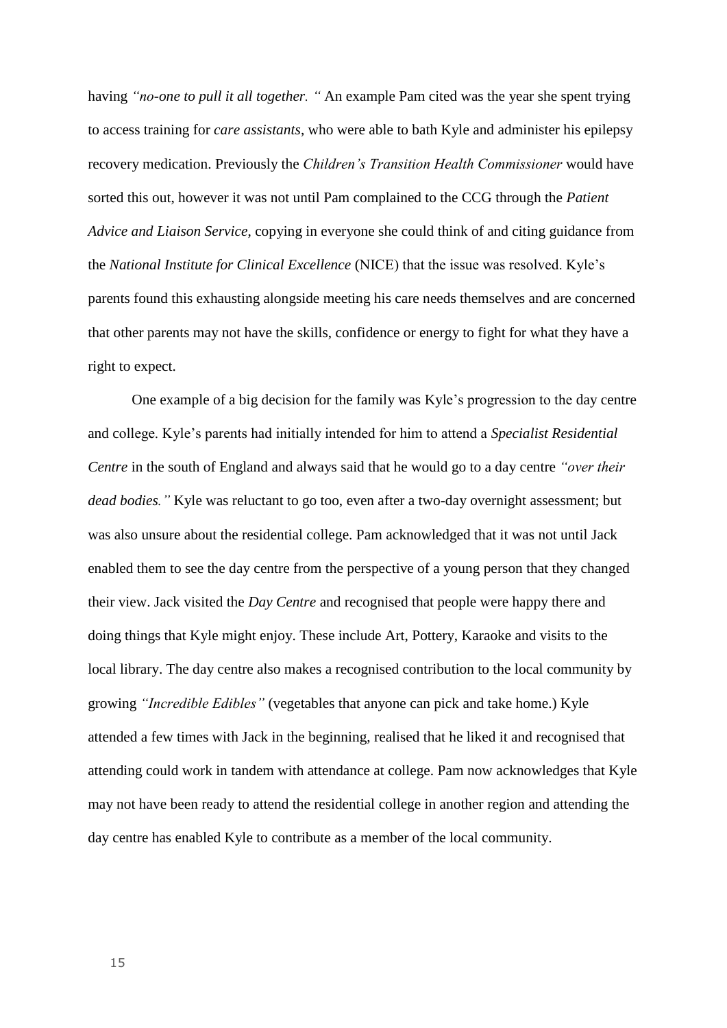having *"no-one to pull it all together. "* An example Pam cited was the year she spent trying to access training for *care assistants*, who were able to bath Kyle and administer his epilepsy recovery medication. Previously the *Children's Transition Health Commissioner* would have sorted this out, however it was not until Pam complained to the CCG through the *Patient Advice and Liaison Service*, copying in everyone she could think of and citing guidance from the *National Institute for Clinical Excellence* (NICE) that the issue was resolved. Kyle's parents found this exhausting alongside meeting his care needs themselves and are concerned that other parents may not have the skills, confidence or energy to fight for what they have a right to expect.

One example of a big decision for the family was Kyle's progression to the day centre and college. Kyle's parents had initially intended for him to attend a *Specialist Residential Centre* in the south of England and always said that he would go to a day centre *"over their dead bodies."* Kyle was reluctant to go too, even after a two-day overnight assessment; but was also unsure about the residential college. Pam acknowledged that it was not until Jack enabled them to see the day centre from the perspective of a young person that they changed their view. Jack visited the *Day Centre* and recognised that people were happy there and doing things that Kyle might enjoy. These include Art, Pottery, Karaoke and visits to the local library. The day centre also makes a recognised contribution to the local community by growing *"Incredible Edibles"* (vegetables that anyone can pick and take home.) Kyle attended a few times with Jack in the beginning, realised that he liked it and recognised that attending could work in tandem with attendance at college. Pam now acknowledges that Kyle may not have been ready to attend the residential college in another region and attending the day centre has enabled Kyle to contribute as a member of the local community.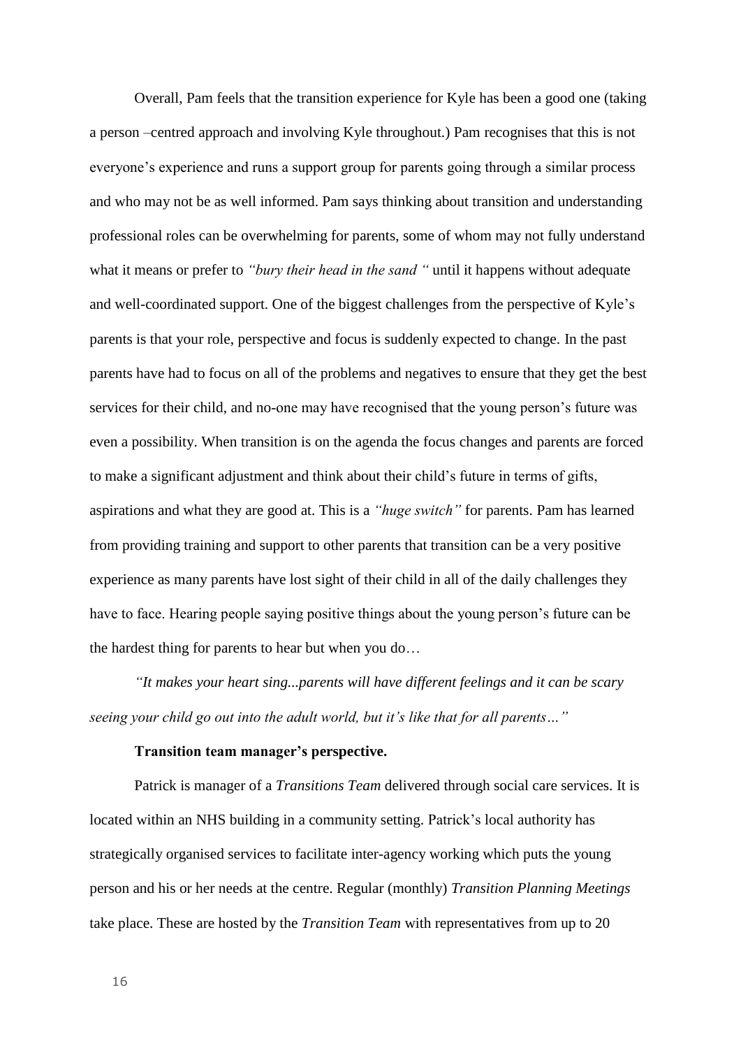Overall, Pam feels that the transition experience for Kyle has been a good one (taking a person –centred approach and involving Kyle throughout.) Pam recognises that this is not everyone's experience and runs a support group for parents going through a similar process and who may not be as well informed. Pam says thinking about transition and understanding professional roles can be overwhelming for parents, some of whom may not fully understand what it means or prefer to *"bury their head in the sand "* until it happens without adequate and well-coordinated support. One of the biggest challenges from the perspective of Kyle's parents is that your role, perspective and focus is suddenly expected to change. In the past parents have had to focus on all of the problems and negatives to ensure that they get the best services for their child, and no-one may have recognised that the young person's future was even a possibility. When transition is on the agenda the focus changes and parents are forced to make a significant adjustment and think about their child's future in terms of gifts, aspirations and what they are good at. This is a *"huge switch"* for parents. Pam has learned from providing training and support to other parents that transition can be a very positive experience as many parents have lost sight of their child in all of the daily challenges they have to face. Hearing people saying positive things about the young person's future can be the hardest thing for parents to hear but when you do…

*"It makes your heart sing...parents will have different feelings and it can be scary seeing your child go out into the adult world, but it's like that for all parents…"*

**Transition team manager's perspective.**

Patrick is manager of a *Transitions Team* delivered through social care services. It is located within an NHS building in a community setting. Patrick's local authority has strategically organised services to facilitate inter-agency working which puts the young person and his or her needs at the centre. Regular (monthly) *Transition Planning Meetings* take place. These are hosted by the *Transition Team* with representatives from up to 20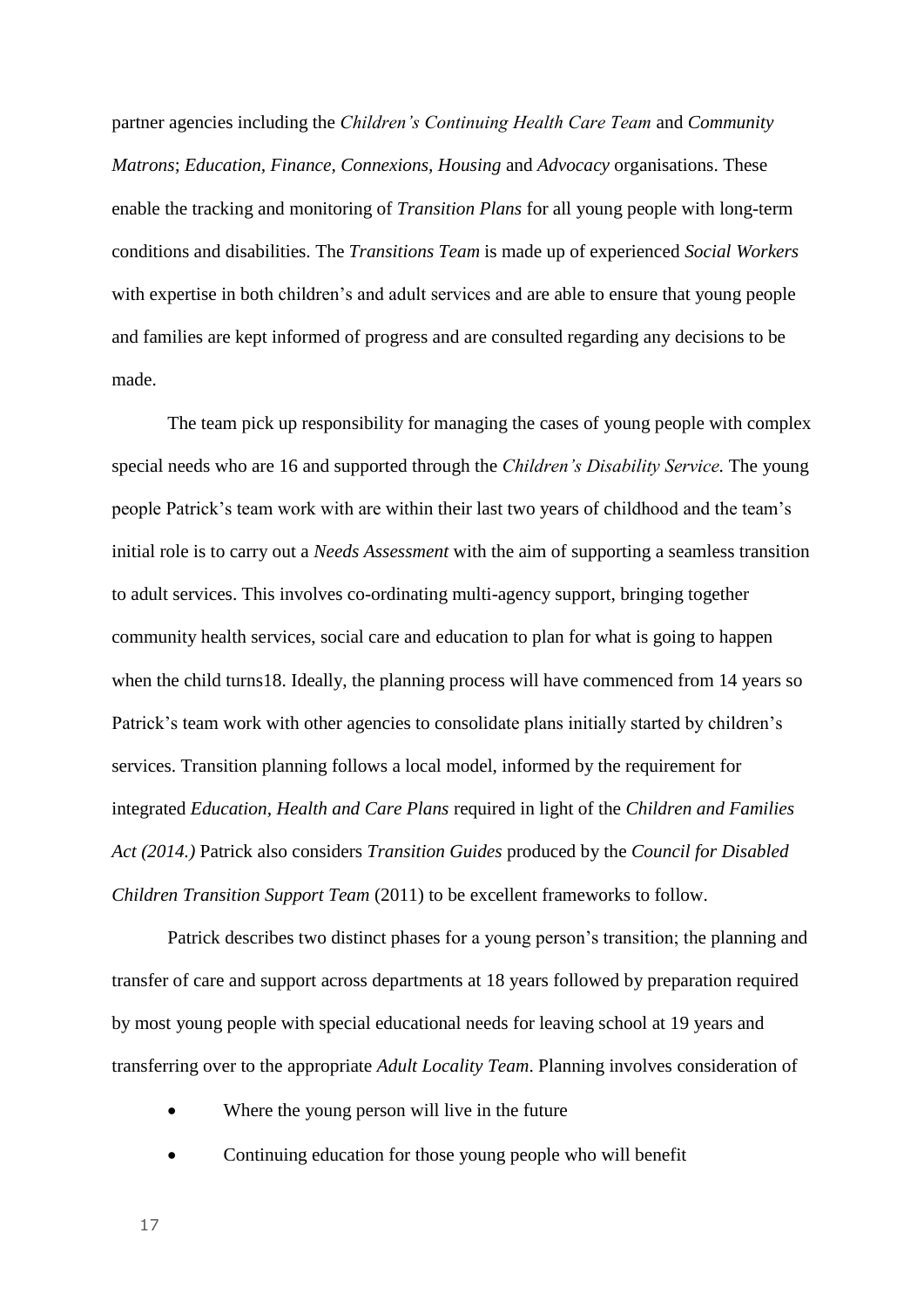partner agencies including the *Children's Continuing Health Care Team* and *Community Matrons*; *Education, Finance, Connexions, Housing* and *Advocacy* organisations. These enable the tracking and monitoring of *Transition Plans* for all young people with long-term conditions and disabilities. The *Transitions Team* is made up of experienced *Social Workers* with expertise in both children's and adult services and are able to ensure that young people and families are kept informed of progress and are consulted regarding any decisions to be made.

The team pick up responsibility for managing the cases of young people with complex special needs who are 16 and supported through the *Children's Disability Service.* The young people Patrick's team work with are within their last two years of childhood and the team's initial role is to carry out a *Needs Assessment* with the aim of supporting a seamless transition to adult services. This involves co-ordinating multi-agency support, bringing together community health services, social care and education to plan for what is going to happen when the child turns18. Ideally, the planning process will have commenced from 14 years so Patrick's team work with other agencies to consolidate plans initially started by children's services. Transition planning follows a local model, informed by the requirement for integrated *Education, Health and Care Plans* required in light of the *Children and Families Act (2014.)* Patrick also considers *Transition Guides* produced by the *Council for Disabled Children Transition Support Team* (2011) to be excellent frameworks to follow.

Patrick describes two distinct phases for a young person's transition; the planning and transfer of care and support across departments at 18 years followed by preparation required by most young people with special educational needs for leaving school at 19 years and transferring over to the appropriate *Adult Locality Team*. Planning involves consideration of

- Where the young person will live in the future
- Continuing education for those young people who will benefit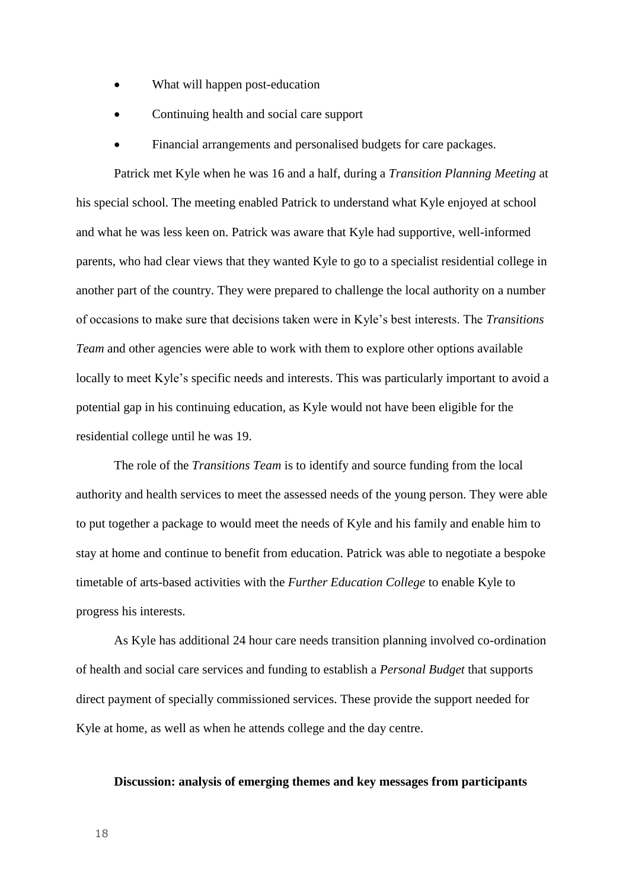- What will happen post-education
- Continuing health and social care support
- Financial arrangements and personalised budgets for care packages.

Patrick met Kyle when he was 16 and a half, during a *Transition Planning Meeting* at his special school. The meeting enabled Patrick to understand what Kyle enjoyed at school and what he was less keen on. Patrick was aware that Kyle had supportive, well-informed parents, who had clear views that they wanted Kyle to go to a specialist residential college in another part of the country. They were prepared to challenge the local authority on a number of occasions to make sure that decisions taken were in Kyle's best interests. The *Transitions Team* and other agencies were able to work with them to explore other options available locally to meet Kyle's specific needs and interests. This was particularly important to avoid a potential gap in his continuing education, as Kyle would not have been eligible for the residential college until he was 19.

The role of the *Transitions Team* is to identify and source funding from the local authority and health services to meet the assessed needs of the young person. They were able to put together a package to would meet the needs of Kyle and his family and enable him to stay at home and continue to benefit from education. Patrick was able to negotiate a bespoke timetable of arts-based activities with the *Further Education College* to enable Kyle to progress his interests.

As Kyle has additional 24 hour care needs transition planning involved co-ordination of health and social care services and funding to establish a *Personal Budget* that supports direct payment of specially commissioned services. These provide the support needed for Kyle at home, as well as when he attends college and the day centre.

**Discussion: analysis of emerging themes and key messages from participants**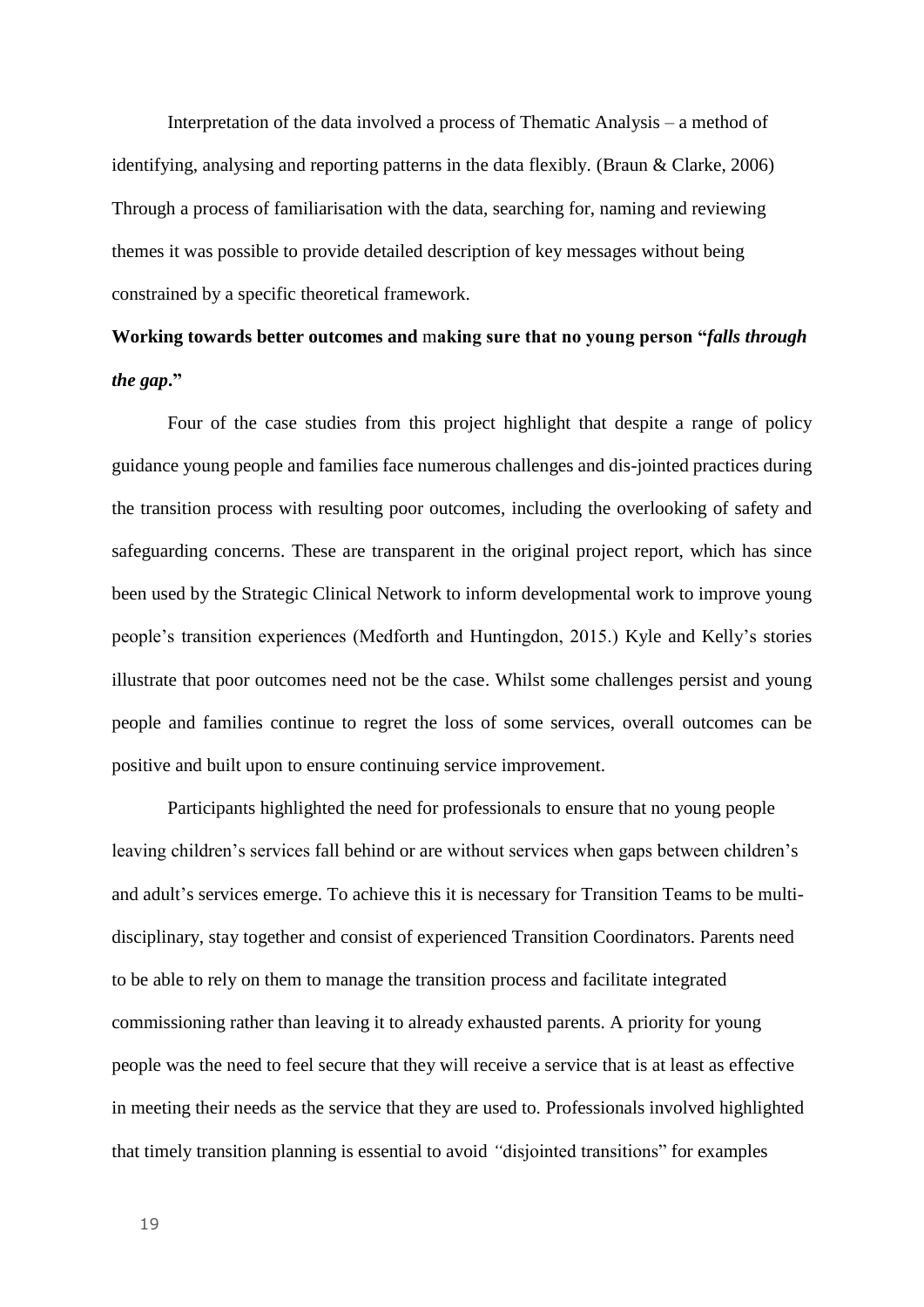Interpretation of the data involved a process of Thematic Analysis – a method of identifying, analysing and reporting patterns in the data flexibly. (Braun & Clarke, 2006) Through a process of familiarisation with the data, searching for, naming and reviewing themes it was possible to provide detailed description of key messages without being constrained by a specific theoretical framework.

**Working towards better outcomes and making sure that no young person "*falls through the gap*."**

Four of the case studies from this project highlight that despite a range of policy guidance young people and families face numerous challenges and dis-jointed practices during the transition process with resulting poor outcomes, including the overlooking of safety and safeguarding concerns. These are transparent in the original project report, which has since been used by the Strategic Clinical Network to inform developmental work to improve young people's transition experiences (Medforth and Huntingdon, 2015.) Kyle and Kelly's stories illustrate that poor outcomes need not be the case. Whilst some challenges persist and young people and families continue to regret the loss of some services, overall outcomes can be positive and built upon to ensure continuing service improvement.

Participants highlighted the need for professionals to ensure that no young people leaving children's services fall behind or are without services when gaps between children's and adult's services emerge. To achieve this it is necessary for Transition Teams to be multi-disciplinary, stay together and consist of experienced Transition Coordinators. Parents need to be able to rely on them to manage the transition process and facilitate integrated commissioning rather than leaving it to already exhausted parents. A priority for young people was the need to feel secure that they will receive a service that is at least as effective in meeting their needs as the service that they are used to. Professionals involved highlighted that timely transition planning is essential to avoid *"*disjointed transitions" for examples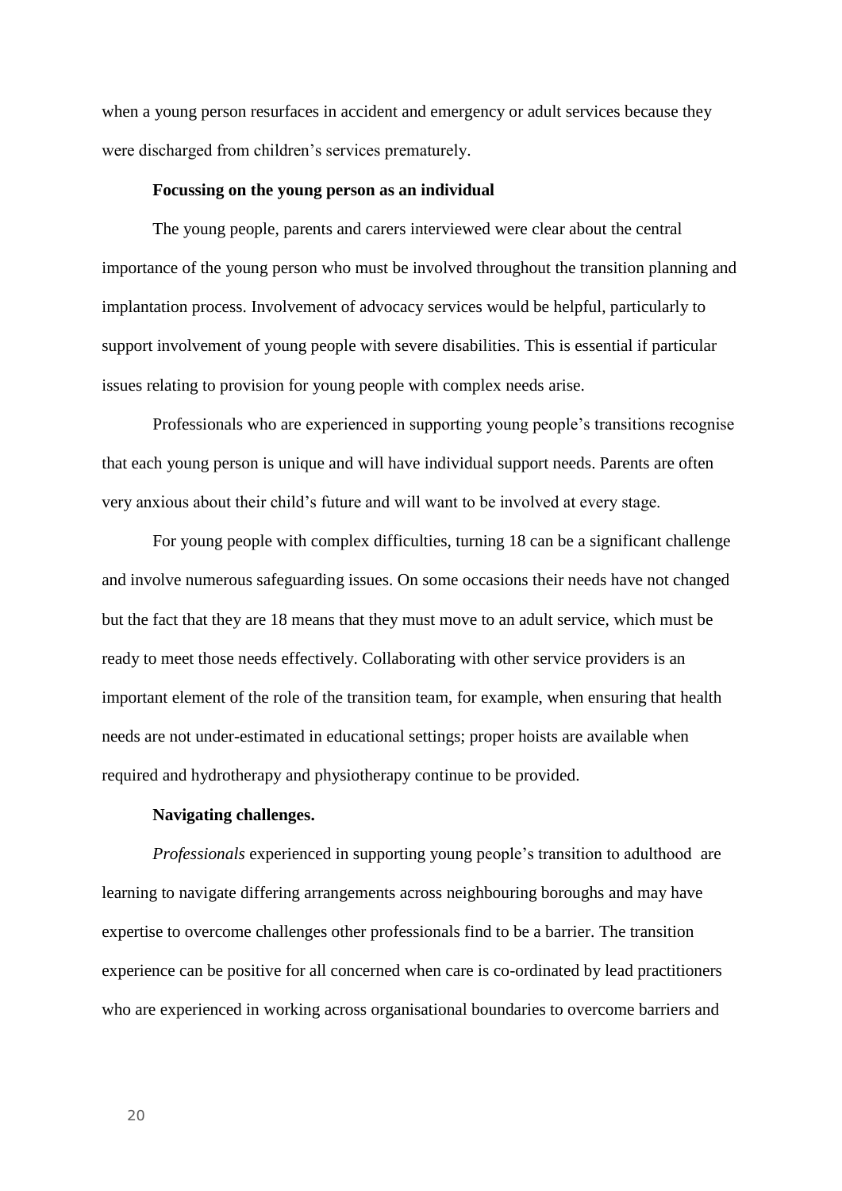when a young person resurfaces in accident and emergency or adult services because they were discharged from children's services prematurely.

**Focussing on the young person as an individual**

The young people, parents and carers interviewed were clear about the central importance of the young person who must be involved throughout the transition planning and implantation process. Involvement of advocacy services would be helpful, particularly to support involvement of young people with severe disabilities. This is essential if particular issues relating to provision for young people with complex needs arise.

Professionals who are experienced in supporting young people's transitions recognise that each young person is unique and will have individual support needs. Parents are often very anxious about their child's future and will want to be involved at every stage.

For young people with complex difficulties, turning 18 can be a significant challenge and involve numerous safeguarding issues. On some occasions their needs have not changed but the fact that they are 18 means that they must move to an adult service, which must be ready to meet those needs effectively. Collaborating with other service providers is an important element of the role of the transition team, for example, when ensuring that health needs are not under-estimated in educational settings; proper hoists are available when required and hydrotherapy and physiotherapy continue to be provided.

**Navigating challenges.**

*Professionals* experienced in supporting young people's transition to adulthood are learning to navigate differing arrangements across neighbouring boroughs and may have expertise to overcome challenges other professionals find to be a barrier. The transition experience can be positive for all concerned when care is co-ordinated by lead practitioners who are experienced in working across organisational boundaries to overcome barriers and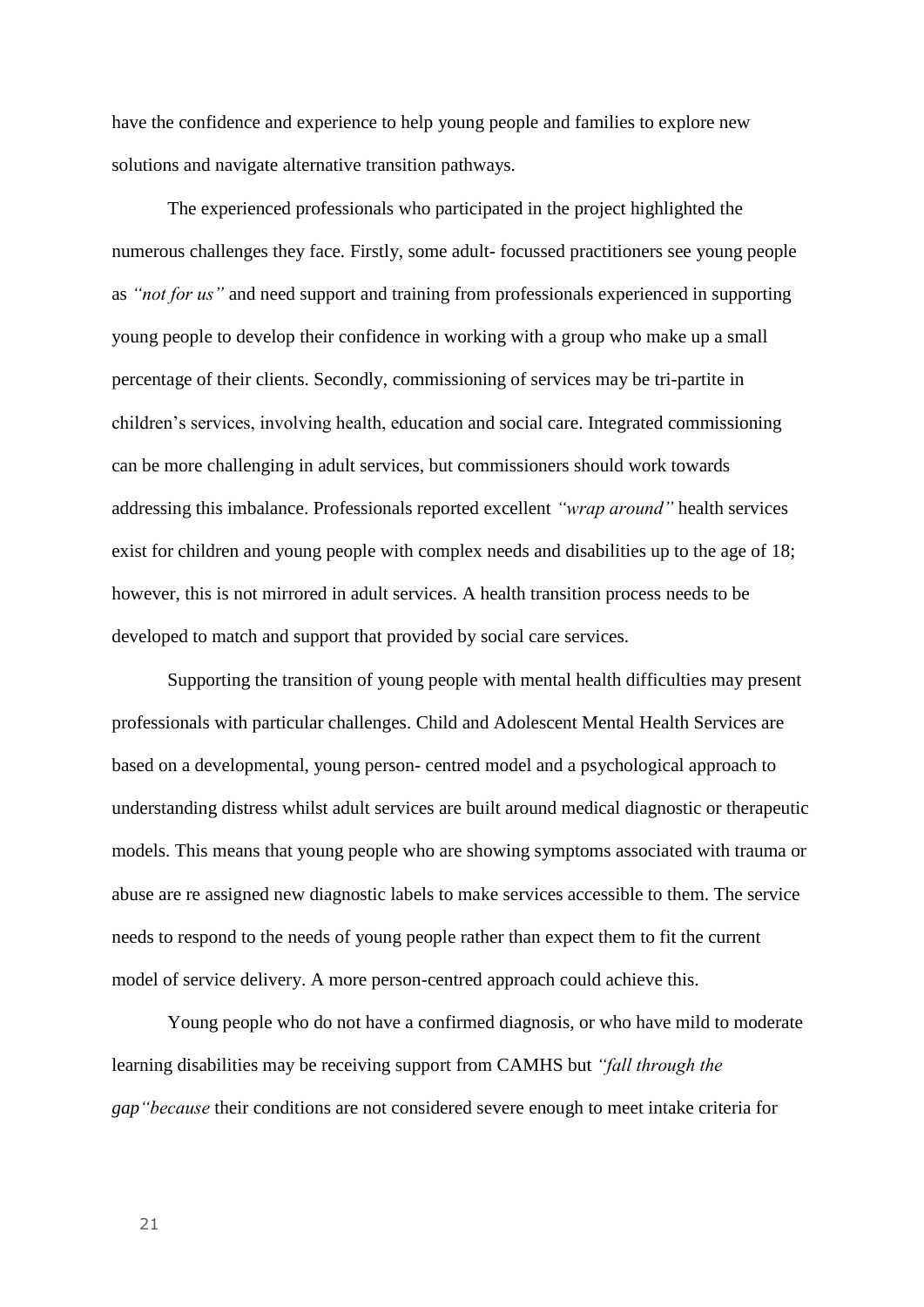have the confidence and experience to help young people and families to explore new solutions and navigate alternative transition pathways.

The experienced professionals who participated in the project highlighted the numerous challenges they face. Firstly, some adult- focussed practitioners see young people as *"not for us"* and need support and training from professionals experienced in supporting young people to develop their confidence in working with a group who make up a small percentage of their clients. Secondly, commissioning of services may be tri-partite in children's services, involving health, education and social care. Integrated commissioning can be more challenging in adult services, but commissioners should work towards addressing this imbalance. Professionals reported excellent *"wrap around"* health services exist for children and young people with complex needs and disabilities up to the age of 18; however, this is not mirrored in adult services. A health transition process needs to be developed to match and support that provided by social care services.

Supporting the transition of young people with mental health difficulties may present professionals with particular challenges. Child and Adolescent Mental Health Services are based on a developmental, young person- centred model and a psychological approach to understanding distress whilst adult services are built around medical diagnostic or therapeutic models. This means that young people who are showing symptoms associated with trauma or abuse are re assigned new diagnostic labels to make services accessible to them. The service needs to respond to the needs of young people rather than expect them to fit the current model of service delivery. A more person-centred approach could achieve this.

Young people who do not have a confirmed diagnosis, or who have mild to moderate learning disabilities may be receiving support from CAMHS but *"fall through the gap"because* their conditions are not considered severe enough to meet intake criteria for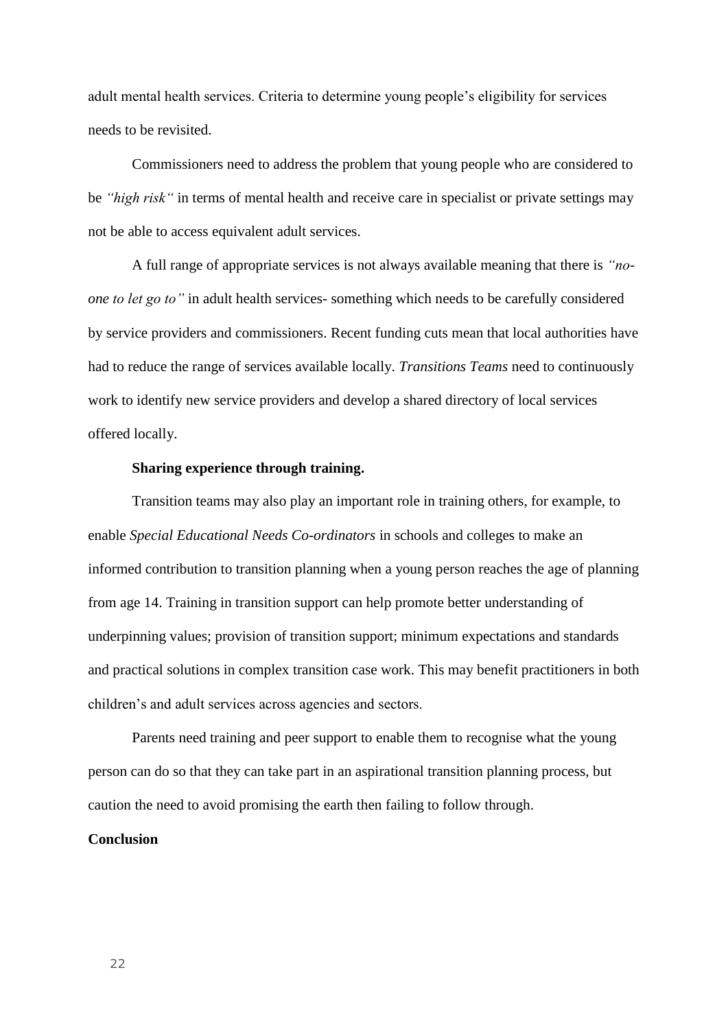adult mental health services. Criteria to determine young people's eligibility for services needs to be revisited.

Commissioners need to address the problem that young people who are considered to be *"high risk"* in terms of mental health and receive care in specialist or private settings may not be able to access equivalent adult services.

A full range of appropriate services is not always available meaning that there is *"no-one to let go to"* in adult health services- something which needs to be carefully considered by service providers and commissioners. Recent funding cuts mean that local authorities have had to reduce the range of services available locally. *Transitions Teams* need to continuously work to identify new service providers and develop a shared directory of local services offered locally.

**Sharing experience through training.**

Transition teams may also play an important role in training others, for example, to enable *Special Educational Needs Co-ordinators* in schools and colleges to make an informed contribution to transition planning when a young person reaches the age of planning from age 14. Training in transition support can help promote better understanding of underpinning values; provision of transition support; minimum expectations and standards and practical solutions in complex transition case work. This may benefit practitioners in both children's and adult services across agencies and sectors.

Parents need training and peer support to enable them to recognise what the young person can do so that they can take part in an aspirational transition planning process, but caution the need to avoid promising the earth then failing to follow through.

## Conclusion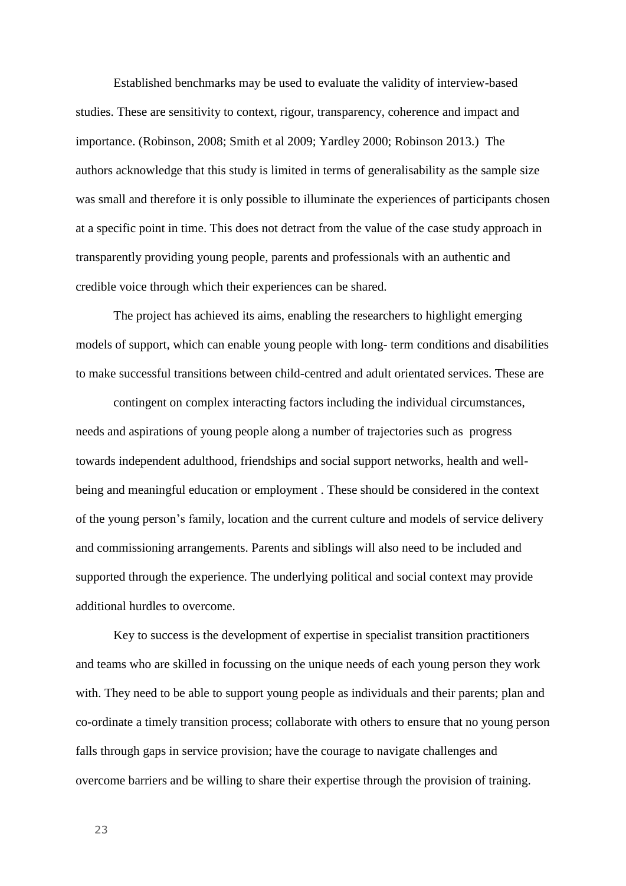Established benchmarks may be used to evaluate the validity of interview-based studies. These are sensitivity to context, rigour, transparency, coherence and impact and importance. (Robinson, 2008; Smith et al 2009; Yardley 2000; Robinson 2013.) The authors acknowledge that this study is limited in terms of generalisability as the sample size was small and therefore it is only possible to illuminate the experiences of participants chosen at a specific point in time. This does not detract from the value of the case study approach in transparently providing young people, parents and professionals with an authentic and credible voice through which their experiences can be shared.

The project has achieved its aims, enabling the researchers to highlight emerging models of support, which can enable young people with long- term conditions and disabilities to make successful transitions between child-centred and adult orientated services. These are

contingent on complex interacting factors including the individual circumstances, needs and aspirations of young people along a number of trajectories such as progress towards independent adulthood, friendships and social support networks, health and well-being and meaningful education or employment . These should be considered in the context of the young person's family, location and the current culture and models of service delivery and commissioning arrangements. Parents and siblings will also need to be included and supported through the experience. The underlying political and social context may provide additional hurdles to overcome.

Key to success is the development of expertise in specialist transition practitioners and teams who are skilled in focussing on the unique needs of each young person they work with. They need to be able to support young people as individuals and their parents; plan and co-ordinate a timely transition process; collaborate with others to ensure that no young person falls through gaps in service provision; have the courage to navigate challenges and overcome barriers and be willing to share their expertise through the provision of training.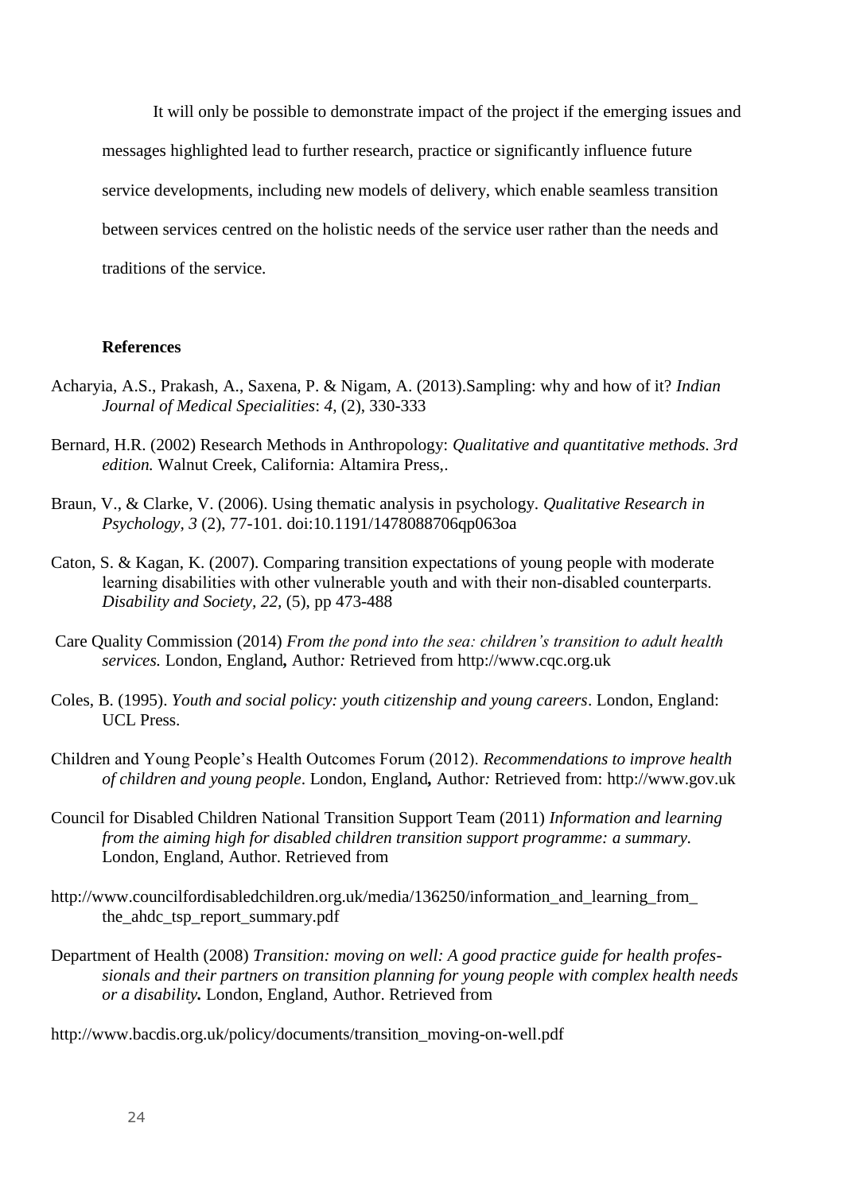It will only be possible to demonstrate impact of the project if the emerging issues and messages highlighted lead to further research, practice or significantly influence future service developments, including new models of delivery, which enable seamless transition between services centred on the holistic needs of the service user rather than the needs and traditions of the service.

**References**

Acharyia, A.S., Prakash, A., Saxena, P. & Nigam, A. (2013).Sampling: why and how of it? *Indian Journal of Medical Specialities*: *4*, (2), 330-333

Bernard, H.R. (2002) Research Methods in Anthropology: *Qualitative and quantitative methods. 3rd edition.* Walnut Creek, California: Altamira Press,.

Braun, V., & Clarke, V. (2006). Using thematic analysis in psychology. *Qualitative Research in Psychology, 3* (2), 77-101. doi:10.1191/1478088706qp063oa

Caton, S. & Kagan, K. (2007). Comparing transition expectations of young people with moderate learning disabilities with other vulnerable youth and with their non-disabled counterparts. *Disability and Society, 22,* (5), pp 473-488

Care Quality Commission (2014) *From the pond into the sea: children's transition to adult health services.* London, England**,** Author*:* Retrieved from http://www.cqc.org.uk

Coles, B. (1995). *Youth and social policy: youth citizenship and young careers*. London, England: UCL Press.

Children and Young People's Health Outcomes Forum (2012). *Recommendations to improve health of children and young people*. London, England**,** Author*:* Retrieved from: http://www.gov.uk

Council for Disabled Children National Transition Support Team (2011) *Information and learning from the aiming high for disabled children transition support programme: a summary.* London, England, Author. Retrieved from

http://www.councilfordisabledchildren.org.uk/media/136250/information_and_learning_from_the_ahdc_tsp_report_summary.pdf

Department of Health (2008) *Transition: moving on well: A good practice guide for health professionals and their partners on transition planning for young people with complex health needs or a disability***.** London, England, Author. Retrieved from

http://www.bacdis.org.uk/policy/documents/transition_moving-on-well.pdf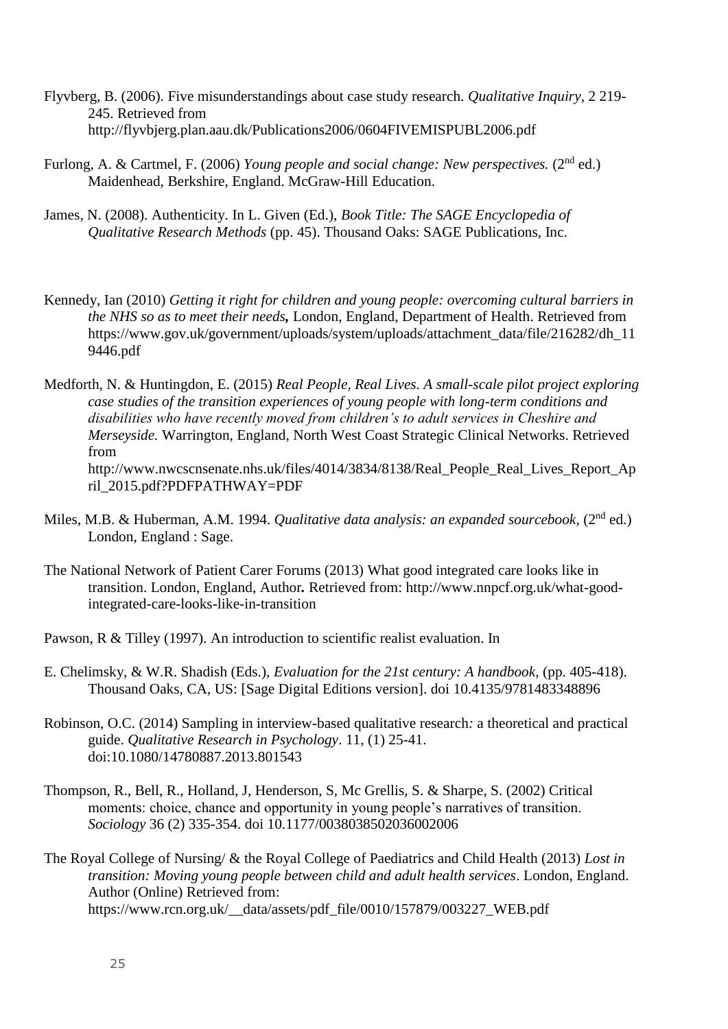Flyvberg, B. (2006). Five misunderstandings about case study research. *Qualitative Inquiry*, 2 219-245. Retrieved from http://flyvbjerg.plan.aau.dk/Publications2006/0604FIVEMISPUBL2006.pdf

Furlong, A. & Cartmel, F. (2006) *Young people and social change: New perspectives.* (2nd ed.) Maidenhead, Berkshire, England. McGraw-Hill Education.

James, N. (2008). Authenticity. In L. Given (Ed.), *Book Title: The SAGE Encyclopedia of Qualitative Research Methods* (pp. 45). Thousand Oaks: SAGE Publications, Inc.

Kennedy, Ian (2010) *Getting it right for children and young people: overcoming cultural barriers in the NHS so as to meet their needs***,** London, England, Department of Health. Retrieved from https://www.gov.uk/government/uploads/system/uploads/attachment_data/file/216282/dh_119446.pdf

Medforth, N. & Huntingdon, E. (2015) *Real People, Real Lives. A small-scale pilot project exploring case studies of the transition experiences of young people with long-term conditions and disabilities who have recently moved from children's to adult services in Cheshire and Merseyside.* Warrington, England, North West Coast Strategic Clinical Networks. Retrieved from http://www.nwcscnsenate.nhs.uk/files/4014/3834/8138/Real_People_Real_Lives_Report_April_2015.pdf?PDFPATHWAY=PDF

Miles, M.B. & Huberman, A.M. 1994. *Qualitative data analysis: an expanded sourcebook*, (2nd ed.) London, England : Sage.

The National Network of Patient Carer Forums (2013) What good integrated care looks like in transition. London, England, Author**.** Retrieved from: http://www.nnpcf.org.uk/what-good-integrated-care-looks-like-in-transition

Pawson, R & Tilley (1997). An introduction to scientific realist evaluation. In

E. Chelimsky, & W.R. Shadish (Eds.), *Evaluation for the 21st century: A handbook,* (pp. 405-418). Thousand Oaks, CA, US: [Sage Digital Editions version]. doi 10.4135/9781483348896

Robinson, O.C. (2014) Sampling in interview-based qualitative research*:* a theoretical and practical guide. *Qualitative Research in Psychology*. 11, (1) 25-41. doi:10.1080/14780887.2013.801543

Thompson, R., Bell, R., Holland, J, Henderson, S, Mc Grellis, S. & Sharpe, S. (2002) Critical moments: choice, chance and opportunity in young people's narratives of transition. *Sociology* 36 (2) 335-354. doi 10.1177/0038038502036002006

The Royal College of Nursing/ & the Royal College of Paediatrics and Child Health (2013) *Lost in transition: Moving young people between child and adult health services*. London, England. Author (Online) Retrieved from: https://www.rcn.org.uk/__data/assets/pdf_file/0010/157879/003227_WEB.pdf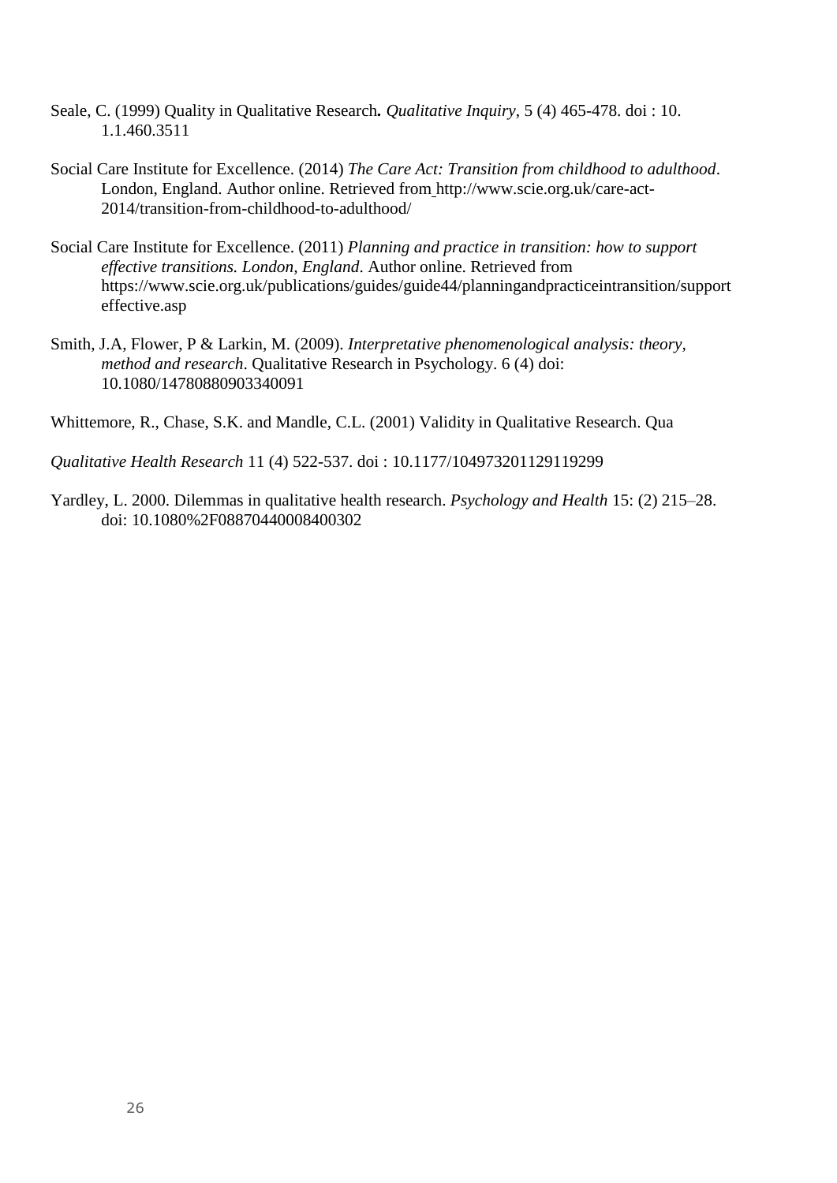Seale, C. (1999) Quality in Qualitative Research**.** *Qualitative Inquiry*, 5 (4) 465-478. doi : 10. 1.1.460.3511

Social Care Institute for Excellence. (2014) *The Care Act: Transition from childhood to adulthood*. London, England. Author online. Retrieved from http://www.scie.org.uk/care-act-2014/transition-from-childhood-to-adulthood/

Social Care Institute for Excellence. (2011) *Planning and practice in transition: how to support effective transitions. London, England*. Author online. Retrieved from https://www.scie.org.uk/publications/guides/guide44/planningandpracticeintransition/supporteffective.asp

Smith, J.A, Flower, P & Larkin, M. (2009). *Interpretative phenomenological analysis: theory, method and research*. Qualitative Research in Psychology. 6 (4) doi: 10.1080/14780880903340091

Whittemore, R., Chase, S.K. and Mandle, C.L. (2001) Validity in Qualitative Research. Qua

*Qualitative Health Research* 11 (4) 522-537. doi : 10.1177/104973201129119299

Yardley, L. 2000. Dilemmas in qualitative health research. *Psychology and Health* 15: (2) 215–28. doi: 10.1080%2F08870440008400302